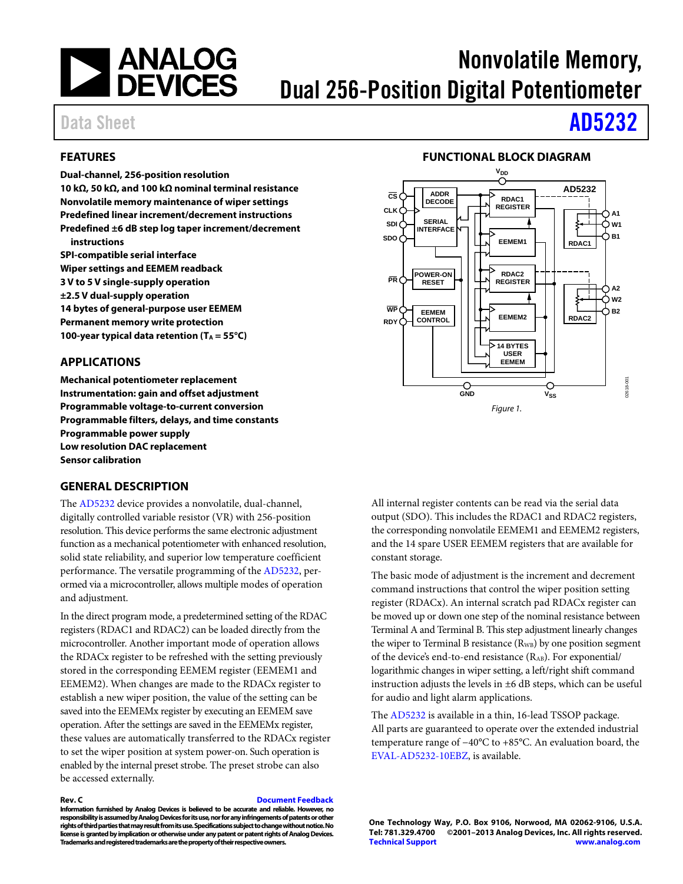# Nonvolatile Memory, Dual 256-Position Digital Potentiometer

Data Sheet **AD5232**

## FEATURES

**Dual-channel, 256-position resolution**
**10 kΩ, 50 kΩ, and 100 kΩ nominal terminal resistance**
**Nonvolatile memory maintenance of wiper settings**
**Predefined linear increment/decrement instructions**
**Predefined ±6 dB step log taper increment/decrement instructions**
**SPI-compatible serial interface**
**Wiper settings and EEMEM readback**
**3 V to 5 V single-supply operation**
**±2.5 V dual-supply operation**
**14 bytes of general-purpose user EEMEM**
**Permanent memory write protection**
**100-year typical data retention ($T_A$ = 55°C)**

## APPLICATIONS

**Mechanical potentiometer replacement**
**Instrumentation: gain and offset adjustment**
**Programmable voltage-to-current conversion**
**Programmable filters, delays, and time constants**
**Programmable power supply**
**Low resolution DAC replacement**
**Sensor calibration**

## FUNCTIONAL BLOCK DIAGRAM

Figure 1.

## GENERAL DESCRIPTION

The AD5232 device provides a nonvolatile, dual-channel, digitally controlled variable resistor (VR) with 256-position resolution. This device performs the same electronic adjustment function as a mechanical potentiometer with enhanced resolution, solid state reliability, and superior low temperature coefficient performance. The versatile programming of the AD5232, performed via a microcontroller, allows multiple modes of operation and adjustment.

In the direct program mode, a predetermined setting of the RDAC registers (RDAC1 and RDAC2) can be loaded directly from the microcontroller. Another important mode of operation allows the RDACx register to be refreshed with the setting previously stored in the corresponding EEMEM register (EEMEM1 and EEMEM2). When changes are made to the RDACx register to establish a new wiper position, the value of the setting can be saved into the EEMEMx register by executing an EEMEM save operation. After the settings are saved in the EEMEMx register, these values are automatically transferred to the RDACx register to set the wiper position at system power-on. Such operation is enabled by the internal preset strobe. The preset strobe can also be accessed externally.

All internal register contents can be read via the serial data output (SDO). This includes the RDAC1 and RDAC2 registers, the corresponding nonvolatile EEMEM1 and EEMEM2 registers, and the 14 spare USER EEMEM registers that are available for constant storage.

The basic mode of adjustment is the increment and decrement command instructions that control the wiper position setting register (RDACx). An internal scratch pad RDACx register can be moved up or down one step of the nominal resistance between Terminal A and Terminal B. This step adjustment linearly changes the wiper to Terminal B resistance ($R_{WB}$) by one position segment of the device's end-to-end resistance ($R_{AB}$). For exponential/logarithmic changes in wiper setting, a left/right shift command instruction adjusts the levels in ±6 dB steps, which can be useful for audio and light alarm applications.

The AD5232 is available in a thin, 16-lead TSSOP package. All parts are guaranteed to operate over the extended industrial temperature range of −40°C to +85°C. An evaluation board, the EVAL-AD5232-10EBZ, is available.

Rev. C

Information furnished by Analog Devices is believed to be accurate and reliable. However, no responsibility is assumed by Analog Devices for its use, nor for any infringements of patents or other rights of third parties that may result from its use. Specifications subject to change without notice. No license is granted by implication or otherwise under any patent or patent rights of Analog Devices. Trademarks and registered trademarks are the property of their respective owners.

One Technology Way, P.O. Box 9106, Norwood, MA 02062-9106, U.S.A.
Tel: 781.329.4700 ©2001–2013 Analog Devices, Inc. All rights reserved.
Technical Support www.analog.com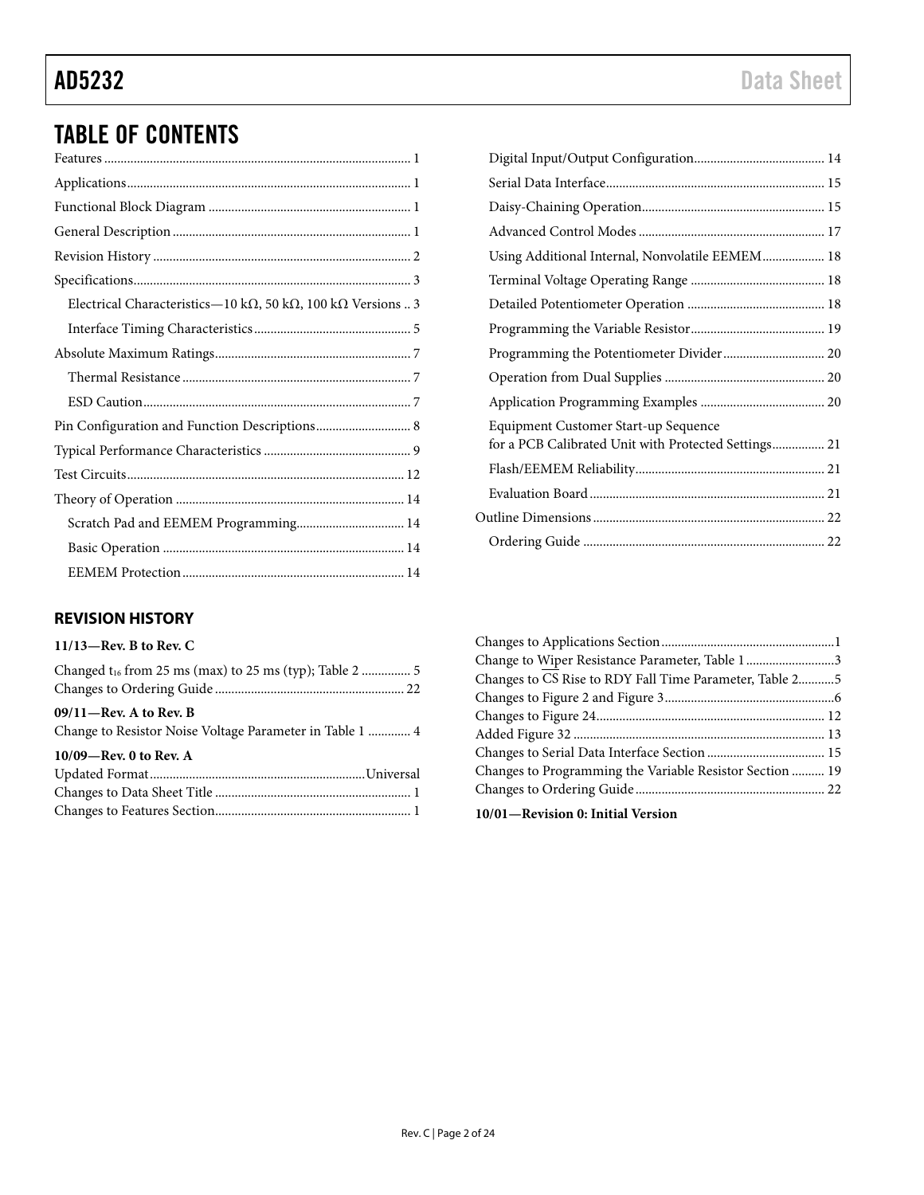# TABLE OF CONTENTS

Features ... 1
Applications ... 1
Functional Block Diagram ... 1
General Description ... 1
Revision History ... 2
Specifications ... 3
  Electrical Characteristics—10 kΩ, 50 kΩ, 100 kΩ Versions .. 3
  Interface Timing Characteristics ... 5
Absolute Maximum Ratings ... 7
  Thermal Resistance ... 7
  ESD Caution ... 7
Pin Configuration and Function Descriptions ... 8
Typical Performance Characteristics ... 9
Test Circuits ... 12
Theory of Operation ... 14
  Scratch Pad and EEMEM Programming ... 14
  Basic Operation ... 14
  EEMEM Protection ... 14
  Digital Input/Output Configuration ... 14
  Serial Data Interface ... 15
  Daisy-Chaining Operation ... 15
  Advanced Control Modes ... 17
  Using Additional Internal, Nonvolatile EEMEM ... 18
  Terminal Voltage Operating Range ... 18
  Detailed Potentiometer Operation ... 18
  Programming the Variable Resistor ... 19
  Programming the Potentiometer Divider ... 20
  Operation from Dual Supplies ... 20
  Application Programming Examples ... 20
  Equipment Customer Start-up Sequence for a PCB Calibrated Unit with Protected Settings ... 21
  Flash/EEMEM Reliability ... 21
  Evaluation Board ... 21
Outline Dimensions ... 22
  Ordering Guide ... 22

## REVISION HISTORY

**11/13—Rev. B to Rev. C**

Changed $t_{16}$ from 25 ms (max) to 25 ms (typ); Table 2 ... 5
Changes to Ordering Guide ... 22

**09/11—Rev. A to Rev. B**

Change to Resistor Noise Voltage Parameter in Table 1 ... 4

**10/09—Rev. 0 to Rev. A**

Updated Format ... Universal
Changes to Data Sheet Title ... 1
Changes to Features Section ... 1
Changes to Applications Section ... 1
Change to Wiper Resistance Parameter, Table 1 ... 3
Changes to $\overline{CS}$ Rise to RDY Fall Time Parameter, Table 2 ... 5
Changes to Figure 2 and Figure 3 ... 6
Changes to Figure 24 ... 12
Added Figure 32 ... 13
Changes to Serial Data Interface Section ... 15
Changes to Programming the Variable Resistor Section ... 19
Changes to Ordering Guide ... 22

**10/01—Revision 0: Initial Version**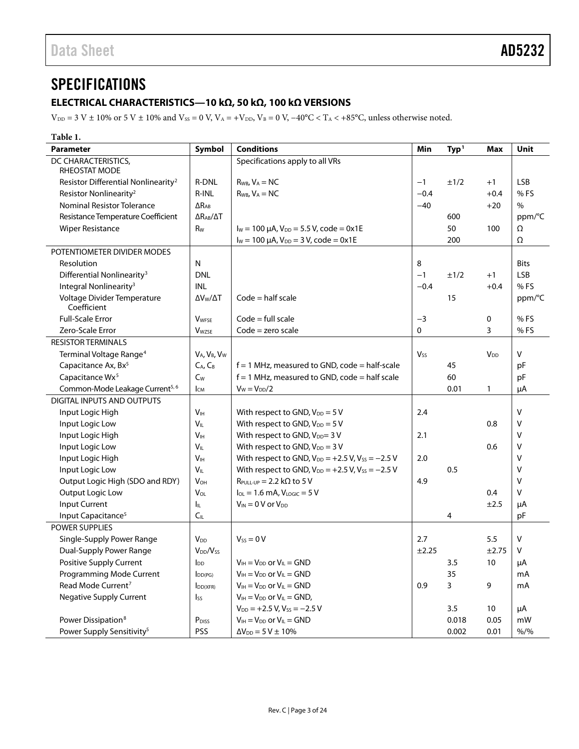## SPECIFICATIONS

### ELECTRICAL CHARACTERISTICS—10 kΩ, 50 kΩ, 100 kΩ VERSIONS

$V_{DD}$ = 3 V ± 10% or 5 V ± 10% and $V_{SS}$ = 0 V, $V_A$ = $+V_{DD}$, $V_B$ = 0 V, −40°C < $T_A$ < +85°C, unless otherwise noted.

**Table 1.**

| Parameter | Symbol | Conditions | Min | Typ[1] | Max | Unit |
|---|---|---|---|---|---|---|
| DC CHARACTERISTICS, RHEOSTAT MODE | | Specifications apply to all VRs | | | | |
| Resistor Differential Nonlinearity[2] | R-DNL | $R_{WB}$, $V_A$ = NC | −1 | ±1/2 | +1 | LSB |
| Resistor Nonlinearity[2] | R-INL | $R_{WB}$, $V_A$ = NC | −0.4 | | +0.4 | % FS |
| Nominal Resistor Tolerance | $\Delta R_{AB}$ | | −40 | | +20 | % |
| Resistance Temperature Coefficient | $\Delta R_{AB}/\Delta T$ | | | 600 | | ppm/°C |
| Wiper Resistance | $R_W$ | $I_W$ = 100 µA, $V_{DD}$ = 5.5 V, code = 0x1E | | 50 | 100 | Ω |
| | | $I_W$ = 100 µA, $V_{DD}$ = 3 V, code = 0x1E | | 200 | | Ω |
| POTENTIOMETER DIVIDER MODES | | | | | | |
| Resolution | N | | 8 | | | Bits |
| Differential Nonlinearity[3] | DNL | | −1 | ±1/2 | +1 | LSB |
| Integral Nonlinearity[3] | INL | | −0.4 | | +0.4 | % FS |
| Voltage Divider Temperature Coefficient | $\Delta V_W/\Delta T$ | Code = half scale | | 15 | | ppm/°C |
| Full-Scale Error | $V_{WFSE}$ | Code = full scale | −3 | | 0 | % FS |
| Zero-Scale Error | $V_{WZSE}$ | Code = zero scale | 0 | | 3 | % FS |
| RESISTOR TERMINALS | | | | | | |
| Terminal Voltage Range[4] | $V_A$, $V_B$, $V_W$ | | $V_{SS}$ | | $V_{DD}$ | V |
| Capacitance Ax, Bx[5] | $C_A$, $C_B$ | f = 1 MHz, measured to GND, code = half-scale | | 45 | | pF |
| Capacitance Wx[5] | $C_W$ | f = 1 MHz, measured to GND, code = half scale | | 60 | | pF |
| Common-Mode Leakage Current[5, 6] | $I_{CM}$ | $V_W$ = $V_{DD}$/2 | | 0.01 | 1 | µA |
| DIGITAL INPUTS AND OUTPUTS | | | | | | |
| Input Logic High | $V_{IH}$ | With respect to GND, $V_{DD}$ = 5 V | 2.4 | | | V |
| Input Logic Low | $V_{IL}$ | With respect to GND, $V_{DD}$ = 5 V | | | 0.8 | V |
| Input Logic High | $V_{IH}$ | With respect to GND, $V_{DD}$= 3 V | 2.1 | | | V |
| Input Logic Low | $V_{IL}$ | With respect to GND, $V_{DD}$ = 3 V | | | 0.6 | V |
| Input Logic High | $V_{IH}$ | With respect to GND, $V_{DD}$ = +2.5 V, $V_{SS}$ = −2.5 V | 2.0 | | | V |
| Input Logic Low | $V_{IL}$ | With respect to GND, $V_{DD}$ = +2.5 V, $V_{SS}$ = −2.5 V | | 0.5 | | V |
| Output Logic High (SDO and RDY) | $V_{OH}$ | $R_{PULL\text{-}UP}$ = 2.2 kΩ to 5 V | 4.9 | | | V |
| Output Logic Low | $V_{OL}$ | $I_{OL}$ = 1.6 mA, $V_{LOGIC}$ = 5 V | | | 0.4 | V |
| Input Current | $I_{IL}$ | $V_{IN}$ = 0 V or $V_{DD}$ | | | ±2.5 | µA |
| Input Capacitance[5] | $C_{IL}$ | | | 4 | | pF |
| POWER SUPPLIES | | | | | | |
| Single-Supply Power Range | $V_{DD}$ | $V_{SS}$ = 0 V | 2.7 | | 5.5 | V |
| Dual-Supply Power Range | $V_{DD}/V_{SS}$ | | ±2.25 | | ±2.75 | V |
| Positive Supply Current | $I_{DD}$ | $V_{IH}$ = $V_{DD}$ or $V_{IL}$ = GND | | 3.5 | 10 | µA |
| Programming Mode Current | $I_{DD(PG)}$ | $V_{IH}$ = $V_{DD}$ or $V_{IL}$ = GND | | 35 | | mA |
| Read Mode Current[7] | $I_{DD(XFR)}$ | $V_{IH}$ = $V_{DD}$ or $V_{IL}$ = GND | 0.9 | 3 | 9 | mA |
| Negative Supply Current | $I_{SS}$ | $V_{IH}$ = $V_{DD}$ or $V_{IL}$ = GND, | | | | |
| | | $V_{DD}$ = +2.5 V, $V_{SS}$ = −2.5 V | | 3.5 | 10 | µA |
| Power Dissipation[8] | $P_{DISS}$ | $V_{IH}$ = $V_{DD}$ or $V_{IL}$ = GND | | 0.018 | 0.05 | mW |
| Power Supply Sensitivity[5] | PSS | $\Delta V_{DD}$ = 5 V ± 10% | | 0.002 | 0.01 | %/% |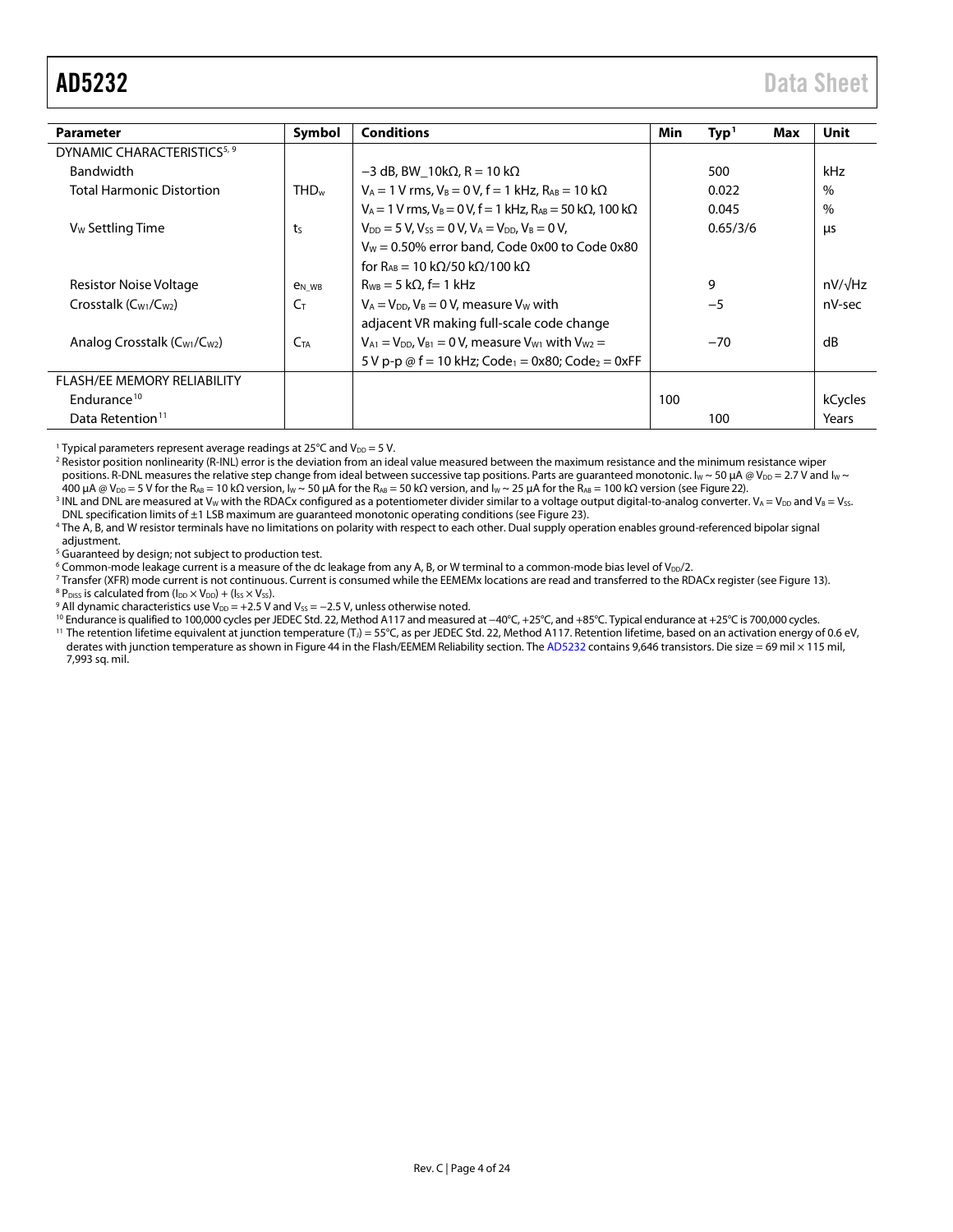| Parameter | Symbol | Conditions | Min | Typ[1] | Max | Unit |
|---|---|---|---|---|---|---|
| DYNAMIC CHARACTERISTICS[5, 9] | | | | | | |
| Bandwidth | | −3 dB, BW_10kΩ, R = 10 kΩ | | 500 | | kHz |
| Total Harmonic Distortion | $THD_W$ | $V_A$ = 1 V rms, $V_B$ = 0 V, f = 1 kHz, $R_{AB}$ = 10 kΩ | | 0.022 | | % |
| | | $V_A$ = 1 V rms, $V_B$ = 0 V, f = 1 kHz, $R_{AB}$ = 50 kΩ, 100 kΩ | | 0.045 | | % |
| $V_W$ Settling Time | $t_S$ | $V_{DD}$ = 5 V, $V_{SS}$ = 0 V, $V_A$ = $V_{DD}$, $V_B$ = 0 V, $V_W$ = 0.50% error band, Code 0x00 to Code 0x80 for $R_{AB}$ = 10 kΩ/50 kΩ/100 kΩ | | 0.65/3/6 | | µs |
| Resistor Noise Voltage | $e_{N\_WB}$ | $R_{WB}$ = 5 kΩ, f= 1 kHz | | 9 | | nV/√Hz |
| Crosstalk ($C_{W1}$/$C_{W2}$) | $C_T$ | $V_A$ = $V_{DD}$, $V_B$ = 0 V, measure $V_W$ with adjacent VR making full-scale code change | | −5 | | nV-sec |
| Analog Crosstalk ($C_{W1}$/$C_{W2}$) | $C_{TA}$ | $V_{A1}$ = $V_{DD}$, $V_{B1}$ = 0 V, measure $V_{W1}$ with $V_{W2}$ = 5 V p-p @ f = 10 kHz; $Code_1$ = 0x80; $Code_2$ = 0xFF | | −70 | | dB |
| FLASH/EE MEMORY RELIABILITY | | | | | | |
| Endurance[10] | | | 100 | | | kCycles |
| Data Retention[11] | | | | 100 | | Years |

[1] Typical parameters represent average readings at 25°C and $V_{DD}$ = 5 V.

[2] Resistor position nonlinearity (R-INL) error is the deviation from an ideal value measured between the maximum resistance and the minimum resistance wiper positions. R-DNL measures the relative step change from ideal between successive tap positions. Parts are guaranteed monotonic. $I_W$ ~ 50 µA @ $V_{DD}$ = 2.7 V and $I_W$ ~ 400 µA @ $V_{DD}$ = 5 V for the $R_{AB}$ = 10 kΩ version, $I_W$ ~ 50 µA for the $R_{AB}$ = 50 kΩ version, and $I_W$ ~ 25 µA for the $R_{AB}$ = 100 kΩ version (see Figure 22).

[3] INL and DNL are measured at $V_W$ with the RDACx configured as a potentiometer divider similar to a voltage output digital-to-analog converter. $V_A$ = $V_{DD}$ and $V_B$ = $V_{SS}$. DNL specification limits of ±1 LSB maximum are guaranteed monotonic operating conditions (see Figure 23).

[4] The A, B, and W resistor terminals have no limitations on polarity with respect to each other. Dual supply operation enables ground-referenced bipolar signal adjustment.

[5] Guaranteed by design; not subject to production test.

[6] Common-mode leakage current is a measure of the dc leakage from any A, B, or W terminal to a common-mode bias level of $V_{DD}$/2.

[7] Transfer (XFR) mode current is not continuous. Current is consumed while the EEMEMx locations are read and transferred to the RDACx register (see Figure 13).

[8] $P_{DISS}$ is calculated from ($I_{DD}$ × $V_{DD}$) + ($I_{SS}$ × $V_{SS}$).

[9] All dynamic characteristics use $V_{DD}$ = +2.5 V and $V_{SS}$ = −2.5 V, unless otherwise noted.

[10] Endurance is qualified to 100,000 cycles per JEDEC Std. 22, Method A117 and measured at −40°C, +25°C, and +85°C. Typical endurance at +25°C is 700,000 cycles.

[11] The retention lifetime equivalent at junction temperature ($T_J$) = 55°C, as per JEDEC Std. 22, Method A117. Retention lifetime, based on an activation energy of 0.6 eV, derates with junction temperature as shown in Figure 44 in the Flash/EEMEM Reliability section. The AD5232 contains 9,646 transistors. Die size = 69 mil × 115 mil, 7,993 sq. mil.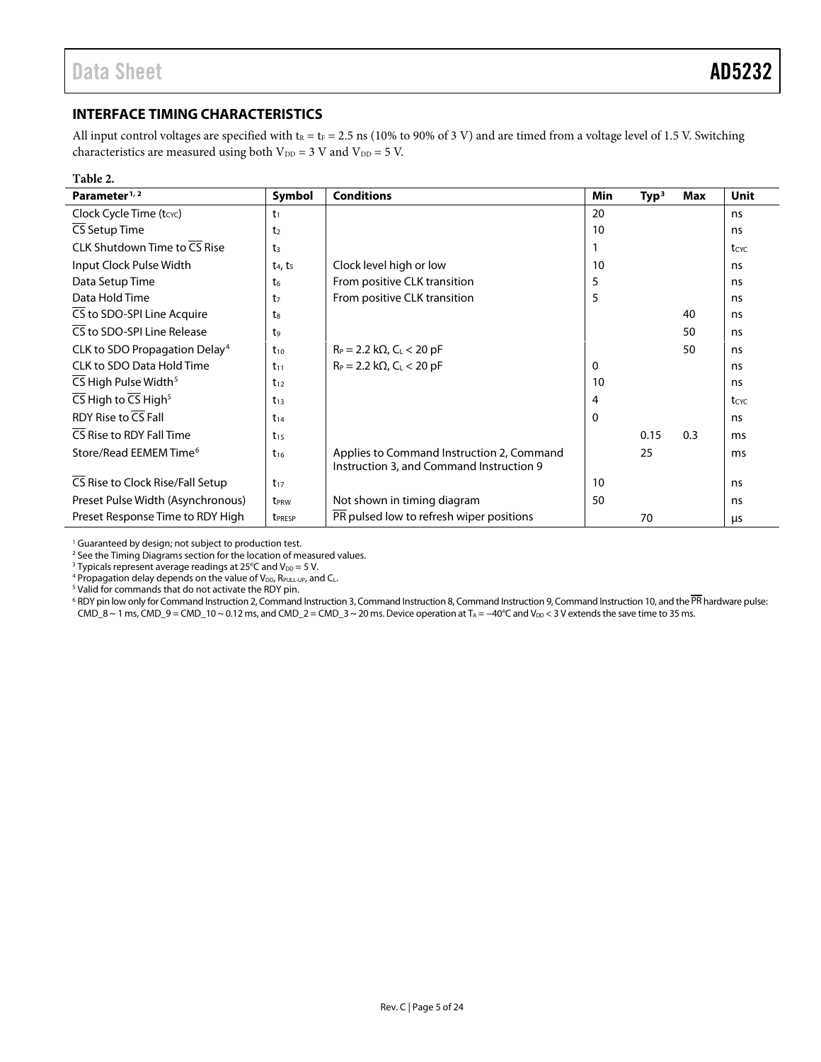## INTERFACE TIMING CHARACTERISTICS

All input control voltages are specified with $t_R = t_F = 2.5$ ns (10% to 90% of 3 V) and are timed from a voltage level of 1.5 V. Switching characteristics are measured using both $V_{DD} = 3$ V and $V_{DD} = 5$ V.

**Table 2.**

| Parameter[1, 2] | Symbol | Conditions | Min | Typ[3] | Max | Unit |
|---|---|---|---|---|---|---|
| Clock Cycle Time ($t_{CYC}$) | $t_1$ | | 20 | | | ns |
| $\overline{CS}$ Setup Time | $t_2$ | | 10 | | | ns |
| CLK Shutdown Time to $\overline{CS}$ Rise | $t_3$ | | 1 | | | $t_{CYC}$ |
| Input Clock Pulse Width | $t_4$, $t_5$ | Clock level high or low | 10 | | | ns |
| Data Setup Time | $t_6$ | From positive CLK transition | 5 | | | ns |
| Data Hold Time | $t_7$ | From positive CLK transition | 5 | | | ns |
| $\overline{CS}$ to SDO-SPI Line Acquire | $t_8$ | | | | 40 | ns |
| $\overline{CS}$ to SDO-SPI Line Release | $t_9$ | | | | 50 | ns |
| CLK to SDO Propagation Delay[4] | $t_{10}$ | $R_P = 2.2$ kΩ, $C_L < 20$ pF | | | 50 | ns |
| CLK to SDO Data Hold Time | $t_{11}$ | $R_P = 2.2$ kΩ, $C_L < 20$ pF | 0 | | | ns |
| $\overline{CS}$ High Pulse Width[5] | $t_{12}$ | | 10 | | | ns |
| $\overline{CS}$ High to $\overline{CS}$ High[5] | $t_{13}$ | | 4 | | | $t_{CYC}$ |
| RDY Rise to $\overline{CS}$ Fall | $t_{14}$ | | 0 | | | ns |
| $\overline{CS}$ Rise to RDY Fall Time | $t_{15}$ | | | 0.15 | 0.3 | ms |
| Store/Read EEMEM Time[6] | $t_{16}$ | Applies to Command Instruction 2, Command Instruction 3, and Command Instruction 9 | | 25 | | ms |
| $\overline{CS}$ Rise to Clock Rise/Fall Setup | $t_{17}$ | | 10 | | | ns |
| Preset Pulse Width (Asynchronous) | $t_{PRW}$ | Not shown in timing diagram | 50 | | | ns |
| Preset Response Time to RDY High | $t_{PRESP}$ | $\overline{PR}$ pulsed low to refresh wiper positions | | 70 | | μs |

[1] Guaranteed by design; not subject to production test.
[2] See the Timing Diagrams section for the location of measured values.
[3] Typicals represent average readings at 25°C and $V_{DD} = 5$ V.
[4] Propagation delay depends on the value of $V_{DD}$, $R_{PULL-UP}$, and $C_L$.
[5] Valid for commands that do not activate the RDY pin.
[6] RDY pin low only for Command Instruction 2, Command Instruction 3, Command Instruction 8, Command Instruction 9, Command Instruction 10, and the $\overline{PR}$ hardware pulse: CMD_8 ~ 1 ms, CMD_9 = CMD_10 ~ 0.12 ms, and CMD_2 = CMD_3 ~ 20 ms. Device operation at $T_A = -40$°C and $V_{DD} < 3$ V extends the save time to 35 ms.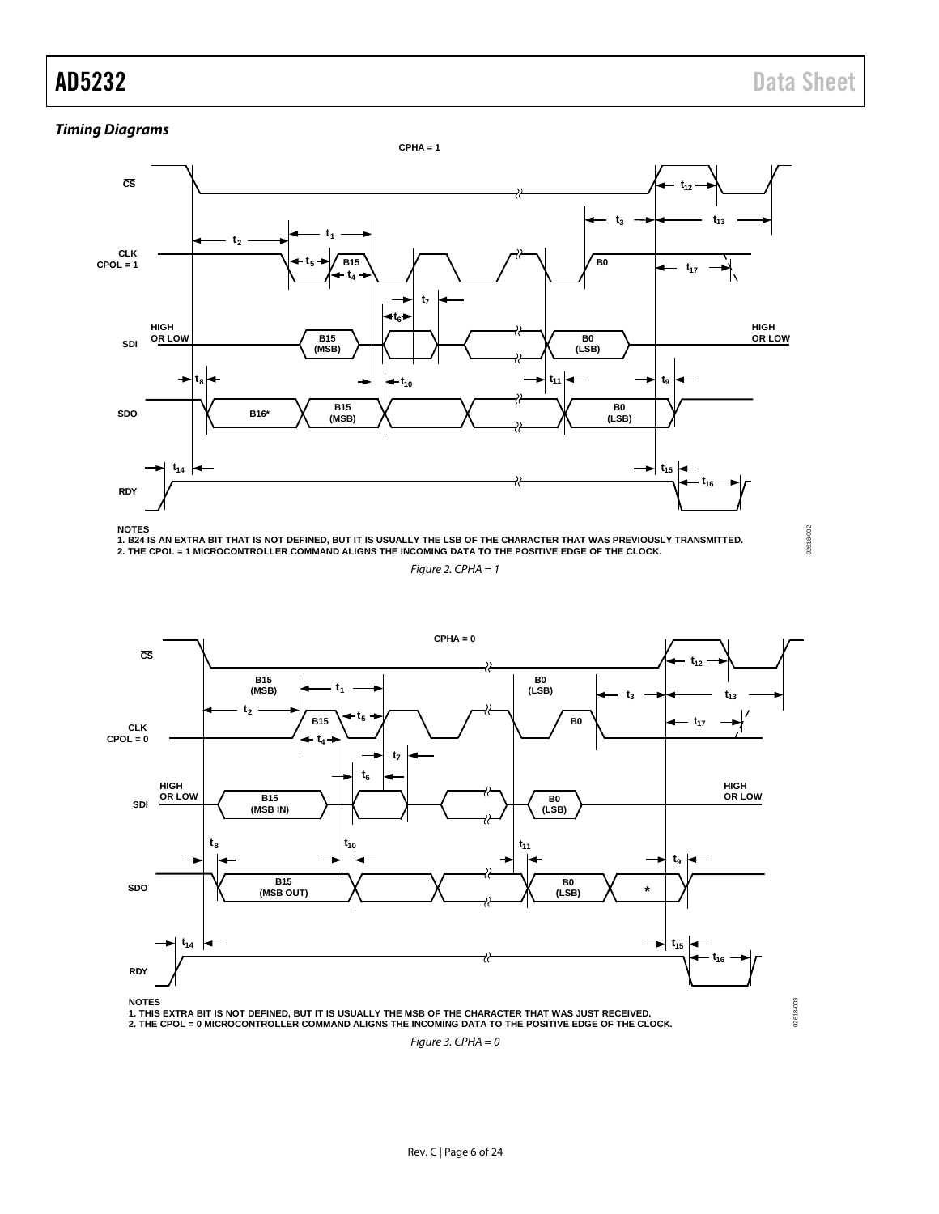### Timing Diagrams

NOTES
1. B24 IS AN EXTRA BIT THAT IS NOT DEFINED, BUT IT IS USUALLY THE LSB OF THE CHARACTER THAT WAS PREVIOUSLY TRANSMITTED.
2. THE CPOL = 1 MICROCONTROLLER COMMAND ALIGNS THE INCOMING DATA TO THE POSITIVE EDGE OF THE CLOCK.

*Figure 2. CPHA = 1*

NOTES
1. THIS EXTRA BIT IS NOT DEFINED, BUT IT IS USUALLY THE MSB OF THE CHARACTER THAT WAS JUST RECEIVED.
2. THE CPOL = 0 MICROCONTROLLER COMMAND ALIGNS THE INCOMING DATA TO THE POSITIVE EDGE OF THE CLOCK.

*Figure 3. CPHA = 0*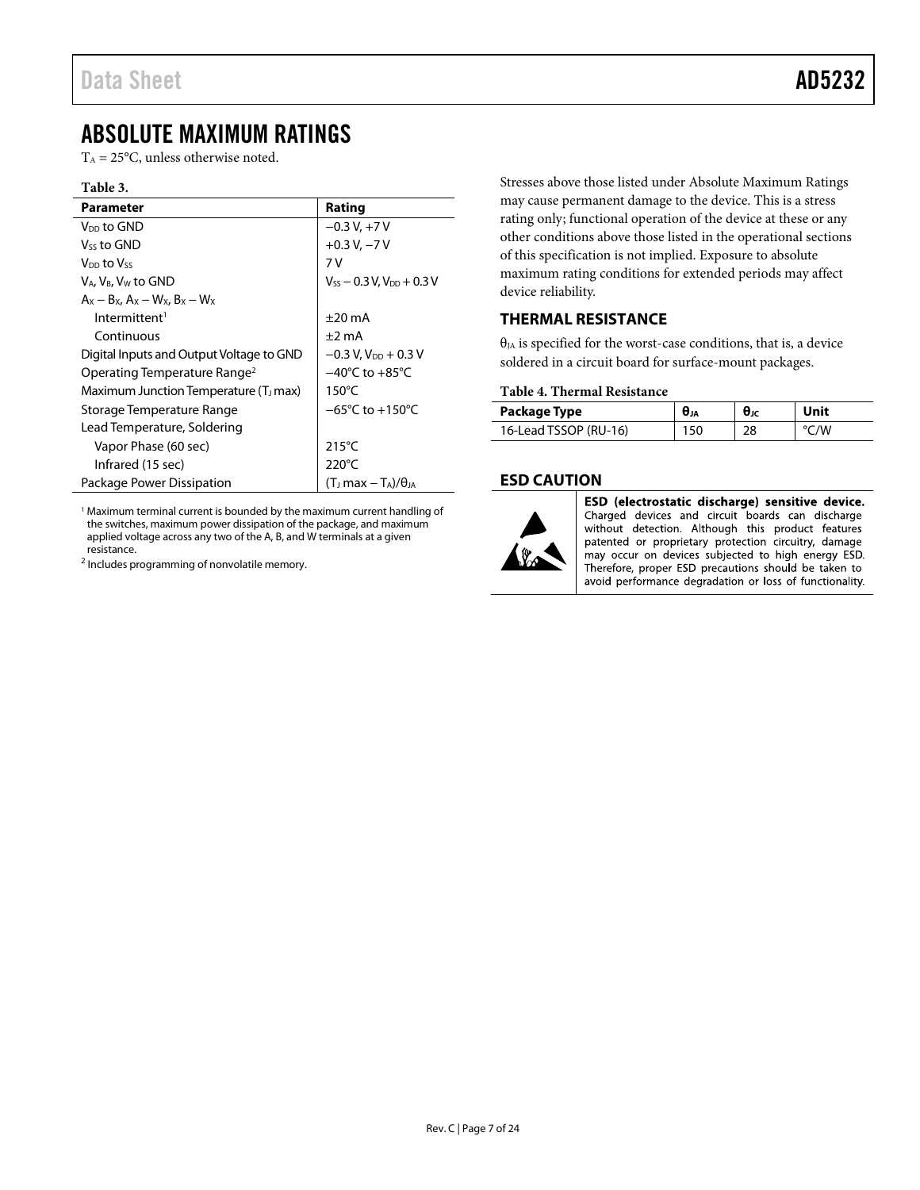# ABSOLUTE MAXIMUM RATINGS

$T_A$ = 25°C, unless otherwise noted.

**Table 3.**

| Parameter | Rating |
|---|---|
| $V_{DD}$ to GND | −0.3 V, +7 V |
| $V_{SS}$ to GND | +0.3 V, −7 V |
| $V_{DD}$ to $V_{SS}$ | 7 V |
| $V_A$, $V_B$, $V_W$ to GND | $V_{SS}$ − 0.3 V, $V_{DD}$ + 0.3 V |
| $A_X - B_X$, $A_X - W_X$, $B_X - W_X$ | |
| Intermittent[1] | ±20 mA |
| Continuous | ±2 mA |
| Digital Inputs and Output Voltage to GND | −0.3 V, $V_{DD}$ + 0.3 V |
| Operating Temperature Range[2] | −40°C to +85°C |
| Maximum Junction Temperature ($T_J$ max) | 150°C |
| Storage Temperature Range | −65°C to +150°C |
| Lead Temperature, Soldering | |
| Vapor Phase (60 sec) | 215°C |
| Infrared (15 sec) | 220°C |
| Package Power Dissipation | $(T_J \max - T_A)/\theta_{JA}$ |

[1] Maximum terminal current is bounded by the maximum current handling of the switches, maximum power dissipation of the package, and maximum applied voltage across any two of the A, B, and W terminals at a given resistance.

[2] Includes programming of nonvolatile memory.

Stresses above those listed under Absolute Maximum Ratings may cause permanent damage to the device. This is a stress rating only; functional operation of the device at these or any other conditions above those listed in the operational sections of this specification is not implied. Exposure to absolute maximum rating conditions for extended periods may affect device reliability.

## THERMAL RESISTANCE

$\theta_{JA}$ is specified for the worst-case conditions, that is, a device soldered in a circuit board for surface-mount packages.

**Table 4. Thermal Resistance**

| Package Type | $\theta_{JA}$ | $\theta_{JC}$ | Unit |
|---|---|---|---|
| 16-Lead TSSOP (RU-16) | 150 | 28 | °C/W |

## ESD CAUTION

**ESD (electrostatic discharge) sensitive device.** Charged devices and circuit boards can discharge without detection. Although this product features patented or proprietary protection circuitry, damage may occur on devices subjected to high energy ESD. Therefore, proper ESD precautions should be taken to avoid performance degradation or loss of functionality.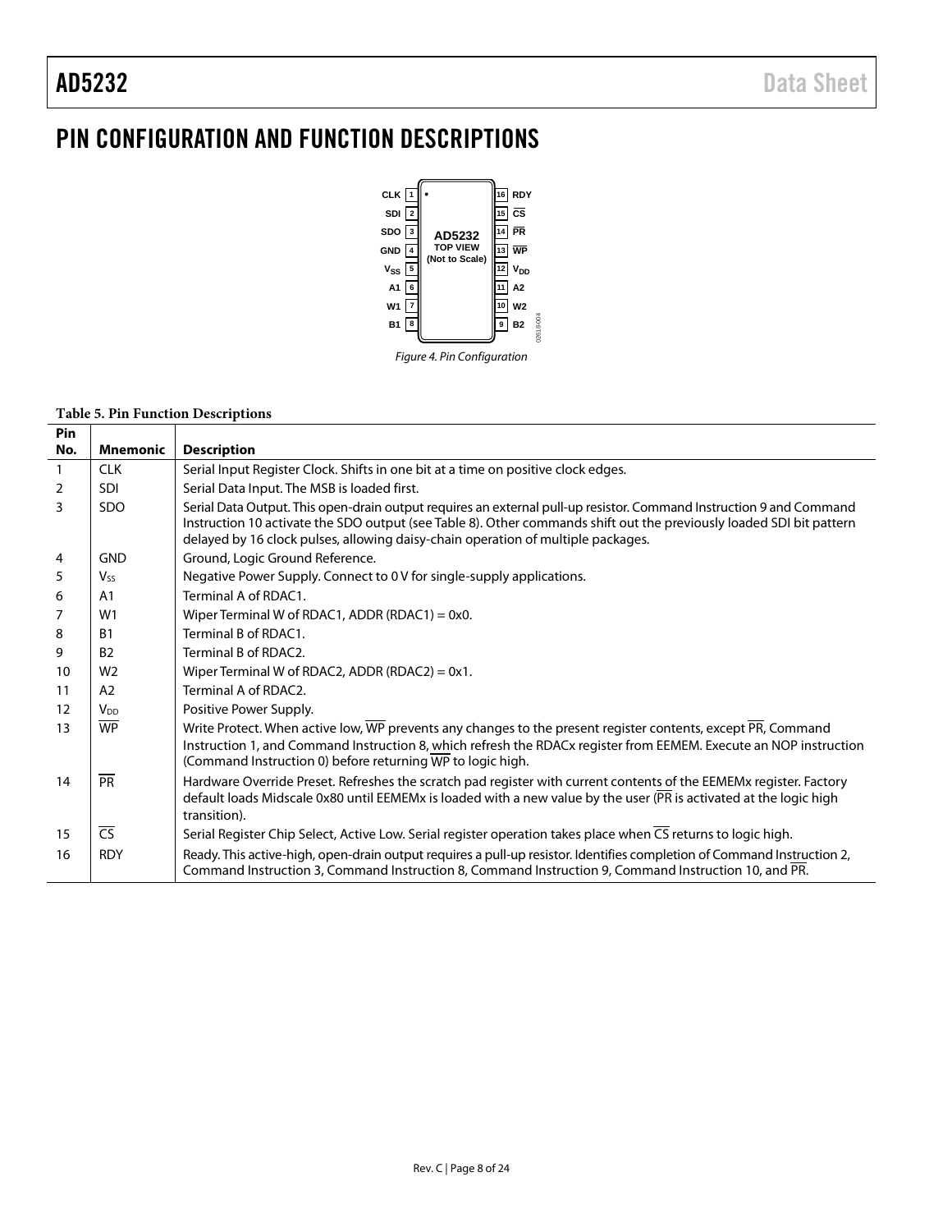# PIN CONFIGURATION AND FUNCTION DESCRIPTIONS

Figure 4. Pin Configuration

**Table 5. Pin Function Descriptions**

| Pin No. | Mnemonic | Description |
|---|---|---|
| 1 | CLK | Serial Input Register Clock. Shifts in one bit at a time on positive clock edges. |
| 2 | SDI | Serial Data Input. The MSB is loaded first. |
| 3 | SDO | Serial Data Output. This open-drain output requires an external pull-up resistor. Command Instruction 9 and Command Instruction 10 activate the SDO output (see Table 8). Other commands shift out the previously loaded SDI bit pattern delayed by 16 clock pulses, allowing daisy-chain operation of multiple packages. |
| 4 | GND | Ground, Logic Ground Reference. |
| 5 | $V_{SS}$ | Negative Power Supply. Connect to 0 V for single-supply applications. |
| 6 | A1 | Terminal A of RDAC1. |
| 7 | W1 | Wiper Terminal W of RDAC1, ADDR (RDAC1) = 0x0. |
| 8 | B1 | Terminal B of RDAC1. |
| 9 | B2 | Terminal B of RDAC2. |
| 10 | W2 | Wiper Terminal W of RDAC2, ADDR (RDAC2) = 0x1. |
| 11 | A2 | Terminal A of RDAC2. |
| 12 | $V_{DD}$ | Positive Power Supply. |
| 13 | $\overline{WP}$ | Write Protect. When active low, $\overline{WP}$ prevents any changes to the present register contents, except $\overline{PR}$, Command Instruction 1, and Command Instruction 8, which refresh the RDACx register from EEMEM. Execute an NOP instruction (Command Instruction 0) before returning $\overline{WP}$ to logic high. |
| 14 | $\overline{PR}$ | Hardware Override Preset. Refreshes the scratch pad register with current contents of the EEMEMx register. Factory default loads Midscale 0x80 until EEMEMx is loaded with a new value by the user ($\overline{PR}$ is activated at the logic high transition). |
| 15 | $\overline{CS}$ | Serial Register Chip Select, Active Low. Serial register operation takes place when $\overline{CS}$ returns to logic high. |
| 16 | RDY | Ready. This active-high, open-drain output requires a pull-up resistor. Identifies completion of Command Instruction 2, Command Instruction 3, Command Instruction 8, Command Instruction 9, Command Instruction 10, and $\overline{PR}$. |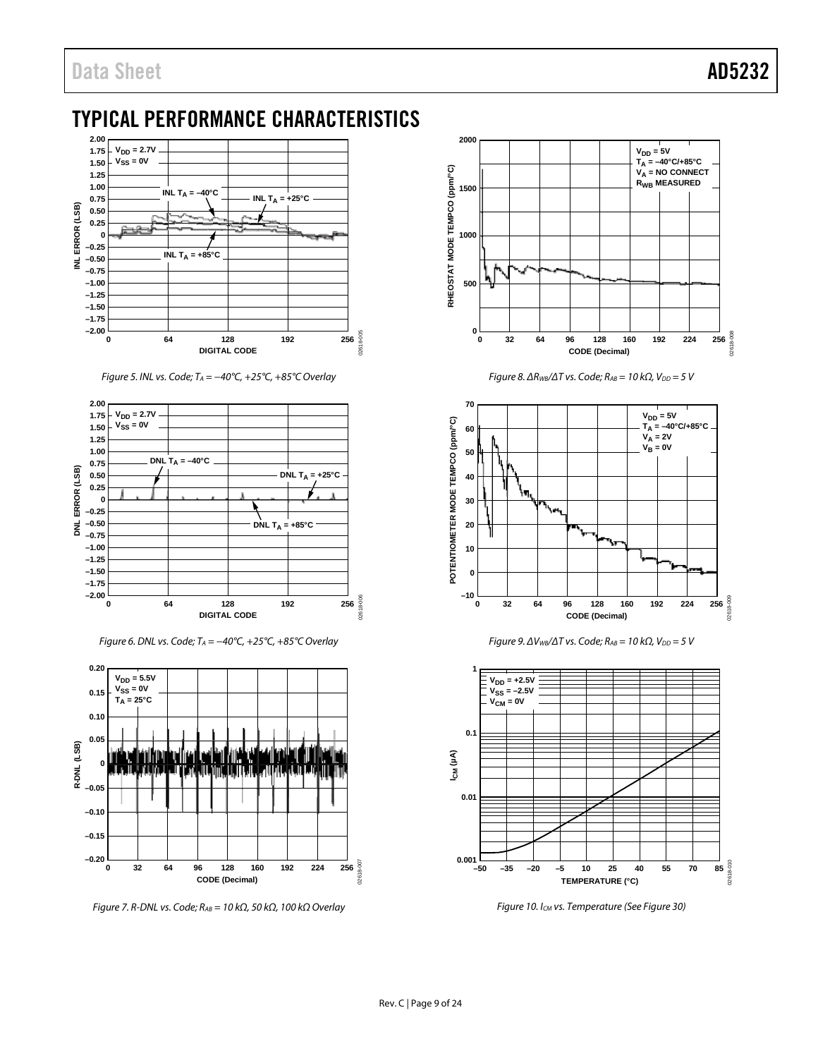# TYPICAL PERFORMANCE CHARACTERISTICS

Figure 5. INL vs. Code; $T_A$ = −40°C, +25°C, +85°C Overlay

Figure 6. DNL vs. Code; $T_A$ = −40°C, +25°C, +85°C Overlay

Figure 7. R-DNL vs. Code; $R_{AB}$ = 10 kΩ, 50 kΩ, 100 kΩ Overlay

Figure 8. $\Delta R_{WB}/\Delta T$ vs. Code; $R_{AB}$ = 10 kΩ, $V_{DD}$ = 5 V

Figure 9. $\Delta V_{WB}/\Delta T$ vs. Code; $R_{AB}$ = 10 kΩ, $V_{DD}$ = 5 V

Figure 10. $I_{CM}$ vs. Temperature (See Figure 30)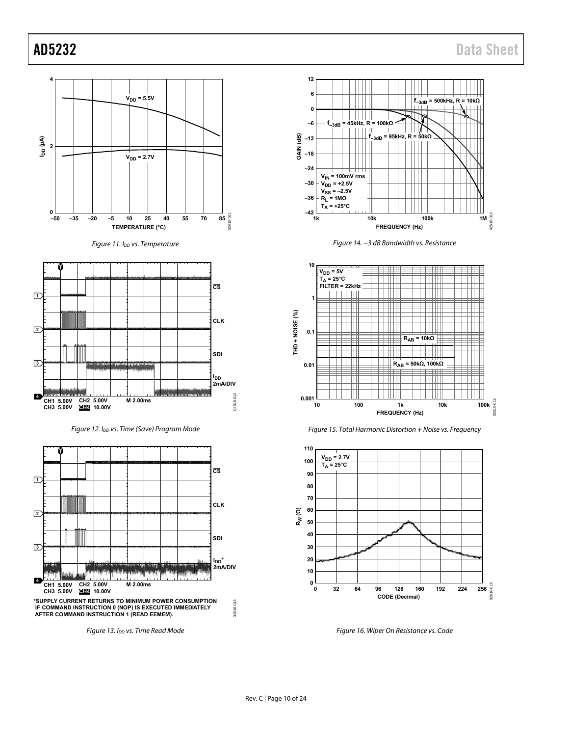Figure 11. $I_{DD}$ vs. Temperature

Figure 12. $I_{DD}$ vs. Time (Save) Program Mode

*SUPPLY CURRENT RETURNS TO MINIMUM POWER CONSUMPTION IF COMMAND INSTRUCTION 0 (NOP) IS EXECUTED IMMEDIATELY AFTER COMMAND INSTRUCTION 1 (READ EEMEM).

Figure 13. $I_{DD}$ vs. Time Read Mode

Figure 14. −3 dB Bandwidth vs. Resistance

Figure 15. Total Harmonic Distortion + Noise vs. Frequency

Figure 16. Wiper On Resistance vs. Code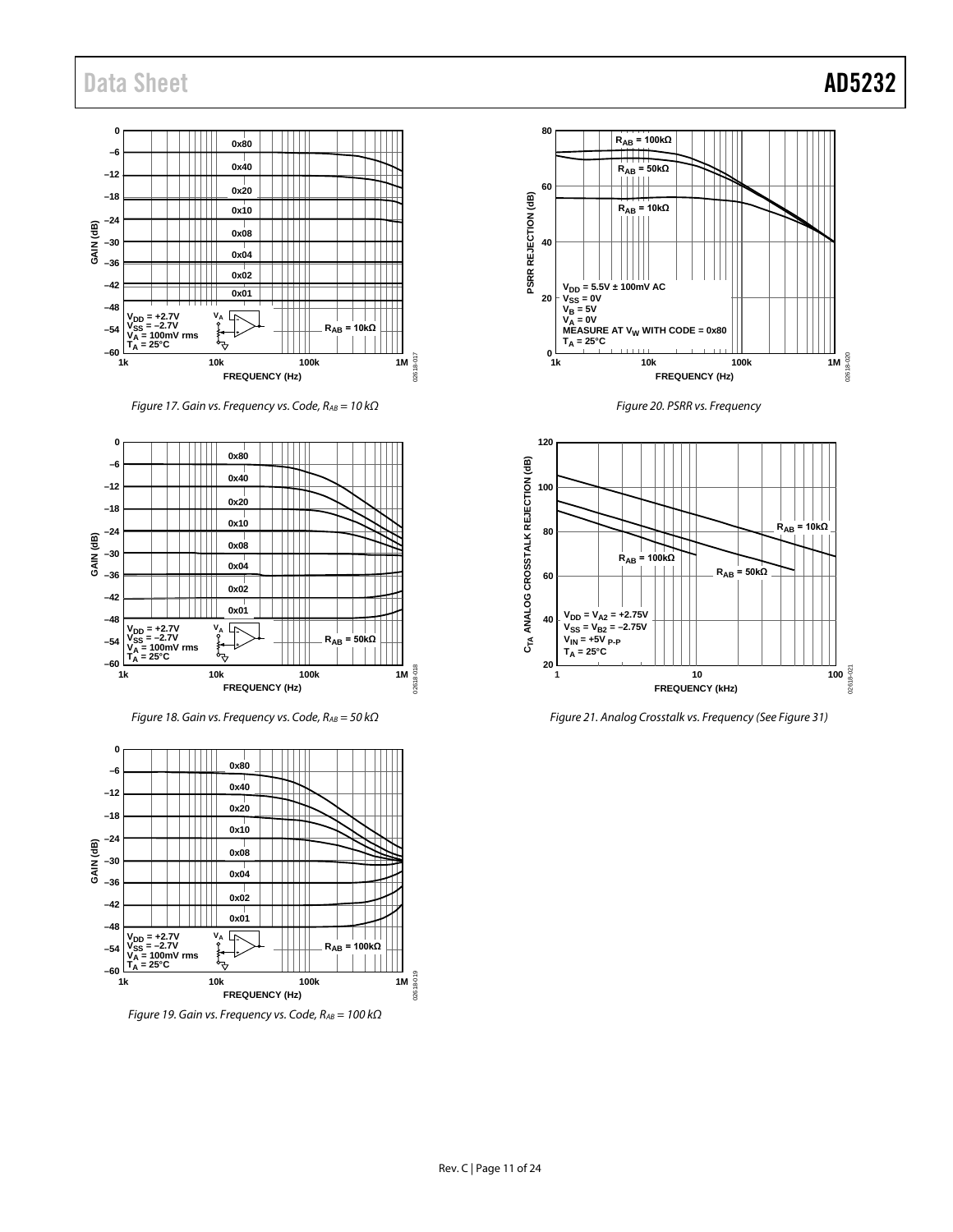Figure 17. Gain vs. Frequency vs. Code, $R_{AB}$ = 10 kΩ

Figure 18. Gain vs. Frequency vs. Code, $R_{AB}$ = 50 kΩ

Figure 19. Gain vs. Frequency vs. Code, $R_{AB}$ = 100 kΩ

Figure 20. PSRR vs. Frequency

Figure 21. Analog Crosstalk vs. Frequency (See Figure 31)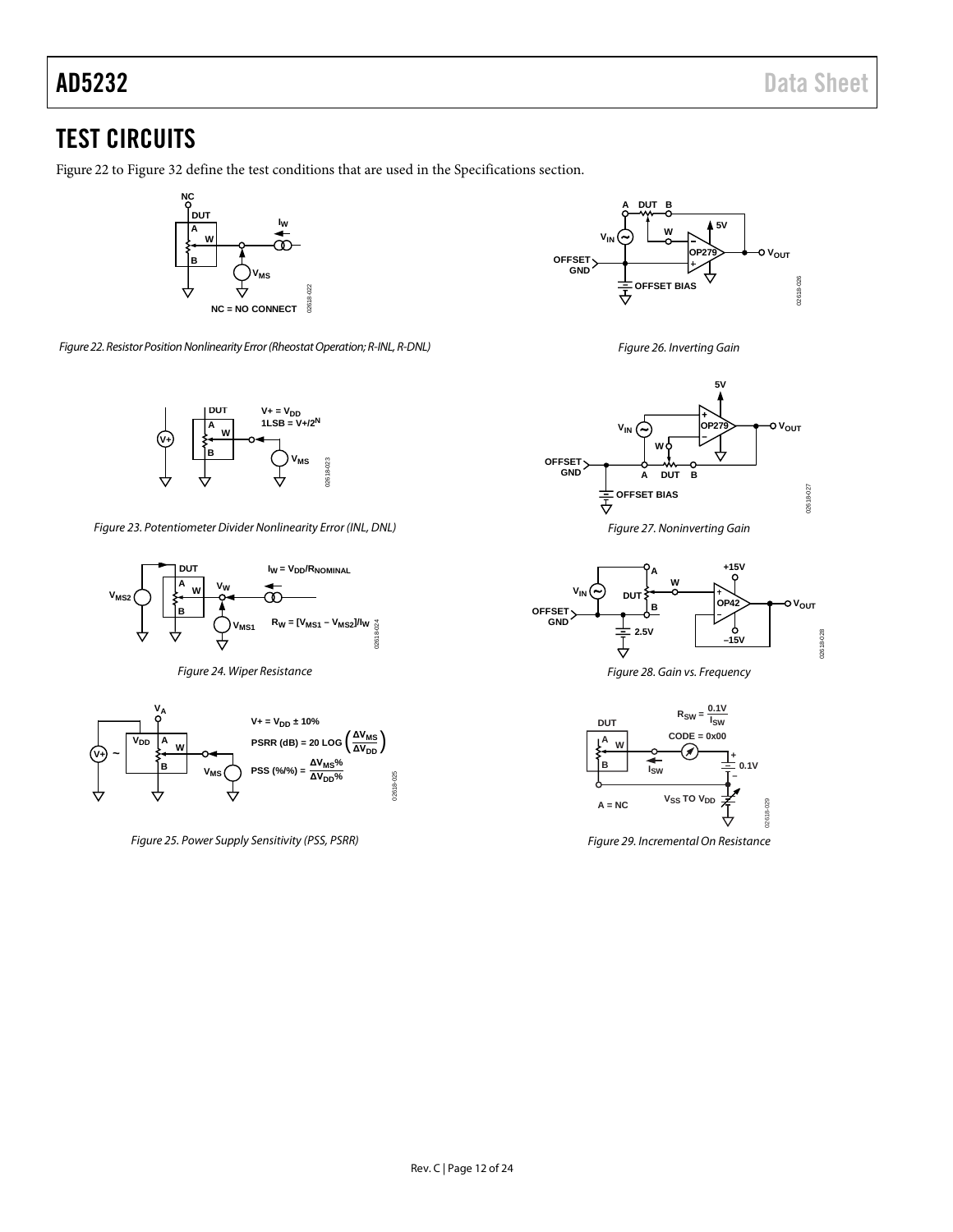# TEST CIRCUITS

Figure 22 to Figure 32 define the test conditions that are used in the Specifications section.

*Figure 22. Resistor Position Nonlinearity Error (Rheostat Operation; R-INL, R-DNL)*

*Figure 23. Potentiometer Divider Nonlinearity Error (INL, DNL)*

*Figure 24. Wiper Resistance*

*Figure 25. Power Supply Sensitivity (PSS, PSRR)*

*Figure 26. Inverting Gain*

*Figure 27. Noninverting Gain*

*Figure 28. Gain vs. Frequency*

*Figure 29. Incremental On Resistance*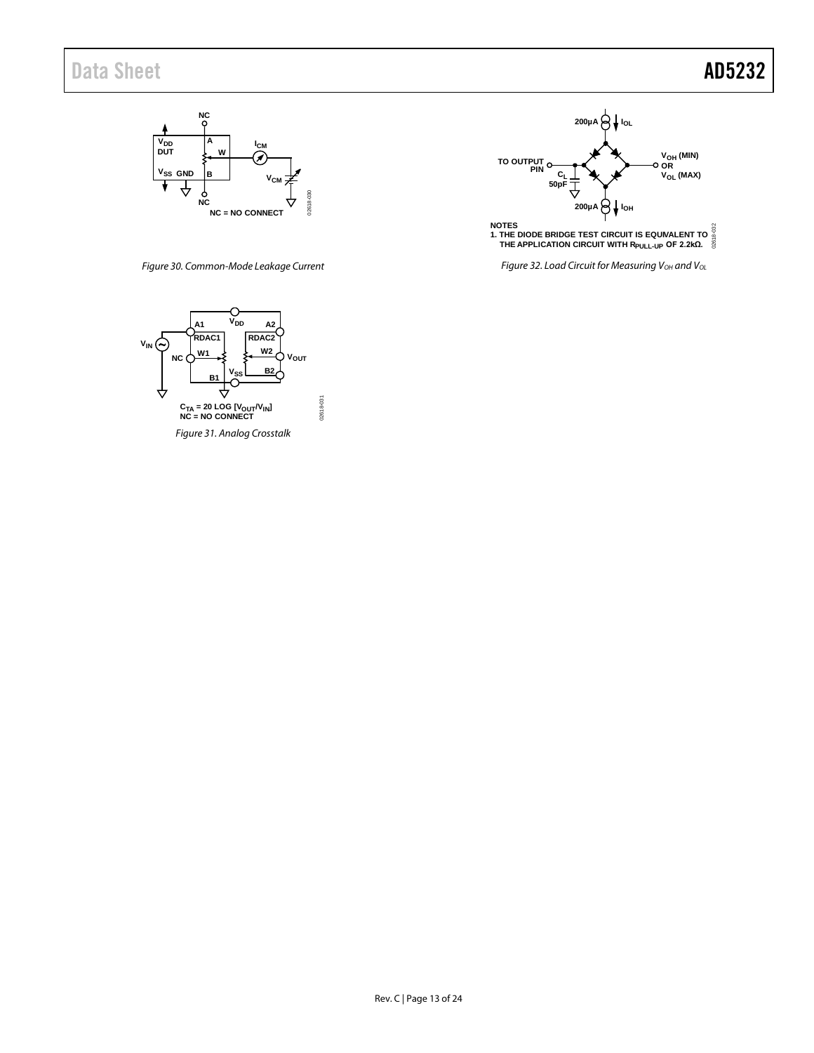Figure 30. Common-Mode Leakage Current

Figure 31. Analog Crosstalk

NOTES
1. THE DIODE BRIDGE TEST CIRCUIT IS EQUIVALENT TO THE APPLICATION CIRCUIT WITH $R_{PULL-UP}$ OF 2.2kΩ.

Figure 32. Load Circuit for Measuring $V_{OH}$ and $V_{OL}$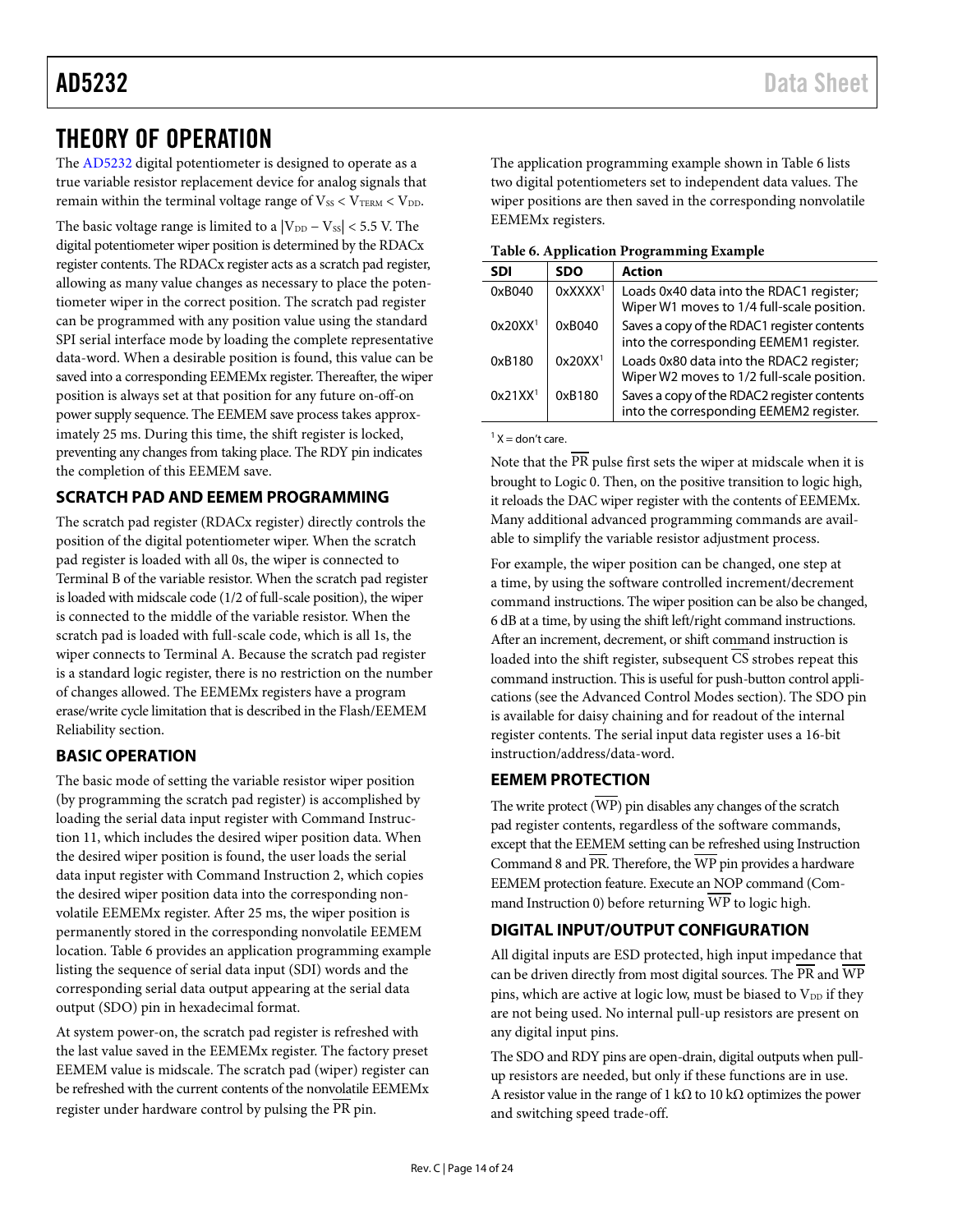# THEORY OF OPERATION

The AD5232 digital potentiometer is designed to operate as a true variable resistor replacement device for analog signals that remain within the terminal voltage range of $V_{SS} < V_{TERM} < V_{DD}$.

The basic voltage range is limited to a $|V_{DD} − V_{SS}| < 5.5$ V. The digital potentiometer wiper position is determined by the RDACx register contents. The RDACx register acts as a scratch pad register, allowing as many value changes as necessary to place the potentiometer wiper in the correct position. The scratch pad register can be programmed with any position value using the standard SPI serial interface mode by loading the complete representative data-word. When a desirable position is found, this value can be saved into a corresponding EEMEMx register. Thereafter, the wiper position is always set at that position for any future on-off-on power supply sequence. The EEMEM save process takes approximately 25 ms. During this time, the shift register is locked, preventing any changes from taking place. The RDY pin indicates the completion of this EEMEM save.

## SCRATCH PAD AND EEMEM PROGRAMMING

The scratch pad register (RDACx register) directly controls the position of the digital potentiometer wiper. When the scratch pad register is loaded with all 0s, the wiper is connected to Terminal B of the variable resistor. When the scratch pad register is loaded with midscale code (1/2 of full-scale position), the wiper is connected to the middle of the variable resistor. When the scratch pad is loaded with full-scale code, which is all 1s, the wiper connects to Terminal A. Because the scratch pad register is a standard logic register, there is no restriction on the number of changes allowed. The EEMEMx registers have a program erase/write cycle limitation that is described in the Flash/EEMEM Reliability section.

## BASIC OPERATION

The basic mode of setting the variable resistor wiper position (by programming the scratch pad register) is accomplished by loading the serial data input register with Command Instruction 11, which includes the desired wiper position data. When the desired wiper position is found, the user loads the serial data input register with Command Instruction 2, which copies the desired wiper position data into the corresponding nonvolatile EEMEMx register. After 25 ms, the wiper position is permanently stored in the corresponding nonvolatile EEMEM location. Table 6 provides an application programming example listing the sequence of serial data input (SDI) words and the corresponding serial data output appearing at the serial data output (SDO) pin in hexadecimal format.

At system power-on, the scratch pad register is refreshed with the last value saved in the EEMEMx register. The factory preset EEMEM value is midscale. The scratch pad (wiper) register can be refreshed with the current contents of the nonvolatile EEMEMx register under hardware control by pulsing the $\overline{PR}$ pin.

The application programming example shown in Table 6 lists two digital potentiometers set to independent data values. The wiper positions are then saved in the corresponding nonvolatile EEMEMx registers.

**Table 6. Application Programming Example**

| SDI | SDO | Action |
| --- | --- | --- |
| 0xB040 | 0xXXXX[1] | Loads 0x40 data into the RDAC1 register; Wiper W1 moves to 1/4 full-scale position. |
| 0x20XX[1] | 0xB040 | Saves a copy of the RDAC1 register contents into the corresponding EEMEM1 register. |
| 0xB180 | 0x20XX[1] | Loads 0x80 data into the RDAC2 register; Wiper W2 moves to 1/2 full-scale position. |
| 0x21XX[1] | 0xB180 | Saves a copy of the RDAC2 register contents into the corresponding EEMEM2 register. |

[1] X = don't care.

Note that the $\overline{PR}$ pulse first sets the wiper at midscale when it is brought to Logic 0. Then, on the positive transition to logic high, it reloads the DAC wiper register with the contents of EEMEMx. Many additional advanced programming commands are available to simplify the variable resistor adjustment process.

For example, the wiper position can be changed, one step at a time, by using the software controlled increment/decrement command instructions. The wiper position can be also be changed, 6 dB at a time, by using the shift left/right command instructions. After an increment, decrement, or shift command instruction is loaded into the shift register, subsequent $\overline{CS}$ strobes repeat this command instruction. This is useful for push-button control applications (see the Advanced Control Modes section). The SDO pin is available for daisy chaining and for readout of the internal register contents. The serial input data register uses a 16-bit instruction/address/data-word.

## EEMEM PROTECTION

The write protect ($\overline{WP}$) pin disables any changes of the scratch pad register contents, regardless of the software commands, except that the EEMEM setting can be refreshed using Instruction Command 8 and $\overline{PR}$. Therefore, the $\overline{WP}$ pin provides a hardware EEMEM protection feature. Execute an NOP command (Command Instruction 0) before returning $\overline{WP}$ to logic high.

## DIGITAL INPUT/OUTPUT CONFIGURATION

All digital inputs are ESD protected, high input impedance that can be driven directly from most digital sources. The $\overline{PR}$ and $\overline{WP}$ pins, which are active at logic low, must be biased to $V_{DD}$ if they are not being used. No internal pull-up resistors are present on any digital input pins.

The SDO and RDY pins are open-drain, digital outputs when pull-up resistors are needed, but only if these functions are in use. A resistor value in the range of 1 kΩ to 10 kΩ optimizes the power and switching speed trade-off.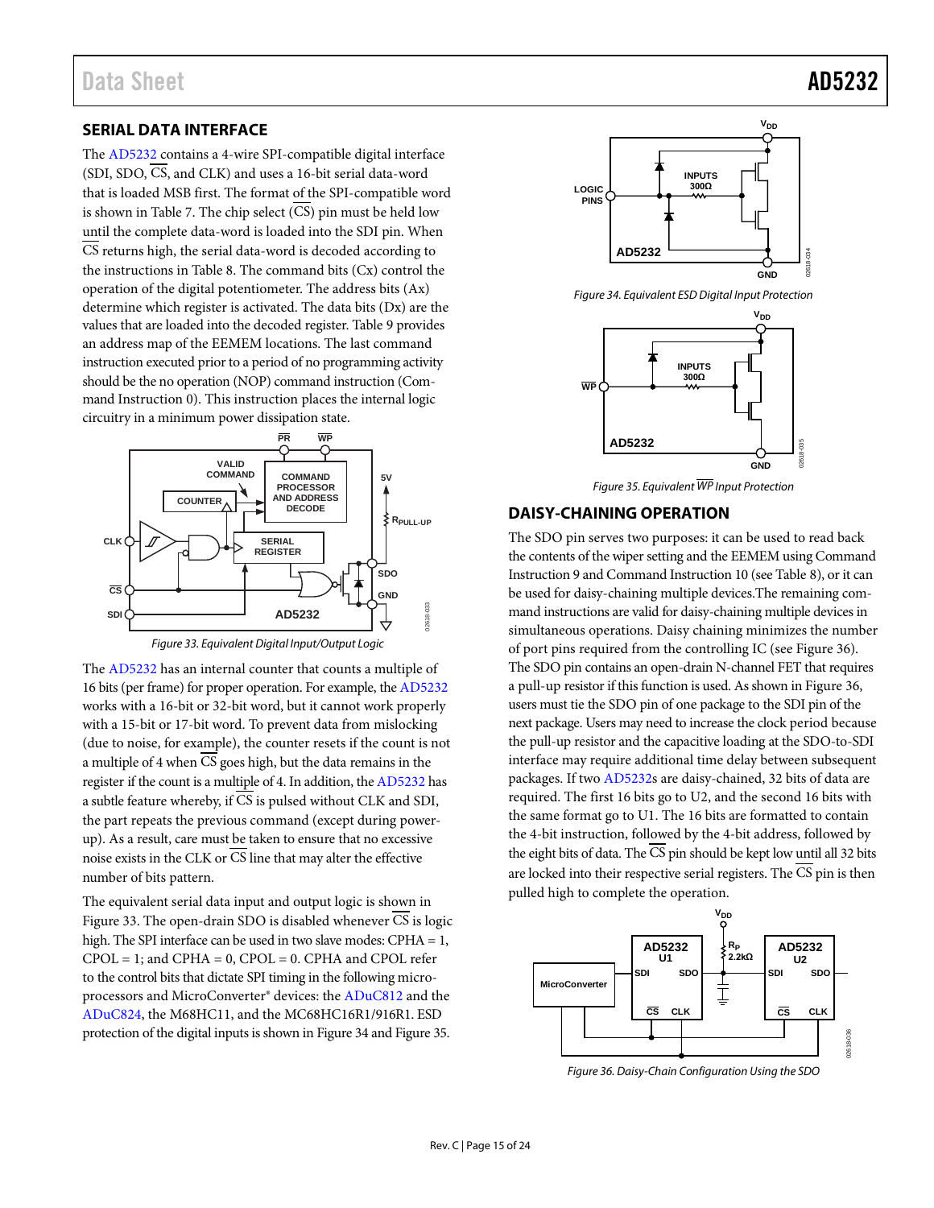## SERIAL DATA INTERFACE

The AD5232 contains a 4-wire SPI-compatible digital interface (SDI, SDO, $\overline{CS}$, and CLK) and uses a 16-bit serial data-word that is loaded MSB first. The format of the SPI-compatible word is shown in Table 7. The chip select ($\overline{CS}$) pin must be held low until the complete data-word is loaded into the SDI pin. When $\overline{CS}$ returns high, the serial data-word is decoded according to the instructions in Table 8. The command bits (Cx) control the operation of the digital potentiometer. The address bits (Ax) determine which register is activated. The data bits (Dx) are the values that are loaded into the decoded register. Table 9 provides an address map of the EEMEM locations. The last command instruction executed prior to a period of no programming activity should be the no operation (NOP) command instruction (Command Instruction 0). This instruction places the internal logic circuitry in a minimum power dissipation state.

*Figure 33. Equivalent Digital Input/Output Logic*

The AD5232 has an internal counter that counts a multiple of 16 bits (per frame) for proper operation. For example, the AD5232 works with a 16-bit or 32-bit word, but it cannot work properly with a 15-bit or 17-bit word. To prevent data from mislocking (due to noise, for example), the counter resets if the count is not a multiple of 4 when $\overline{CS}$ goes high, but the data remains in the register if the count is a multiple of 4. In addition, the AD5232 has a subtle feature whereby, if $\overline{CS}$ is pulsed without CLK and SDI, the part repeats the previous command (except during power-up). As a result, care must be taken to ensure that no excessive noise exists in the CLK or $\overline{CS}$ line that may alter the effective number of bits pattern.

The equivalent serial data input and output logic is shown in Figure 33. The open-drain SDO is disabled whenever $\overline{CS}$ is logic high. The SPI interface can be used in two slave modes: CPHA = 1, CPOL = 1; and CPHA = 0, CPOL = 0. CPHA and CPOL refer to the control bits that dictate SPI timing in the following microprocessors and MicroConverter® devices: the ADuC812 and the ADuC824, the M68HC11, and the MC68HC16R1/916R1. ESD protection of the digital inputs is shown in Figure 34 and Figure 35.

*Figure 34. Equivalent ESD Digital Input Protection*

*Figure 35. Equivalent $\overline{WP}$ Input Protection*

## DAISY-CHAINING OPERATION

The SDO pin serves two purposes: it can be used to read back the contents of the wiper setting and the EEMEM using Command Instruction 9 and Command Instruction 10 (see Table 8), or it can be used for daisy-chaining multiple devices.The remaining command instructions are valid for daisy-chaining multiple devices in simultaneous operations. Daisy chaining minimizes the number of port pins required from the controlling IC (see Figure 36). The SDO pin contains an open-drain N-channel FET that requires a pull-up resistor if this function is used. As shown in Figure 36, users must tie the SDO pin of one package to the SDI pin of the next package. Users may need to increase the clock period because the pull-up resistor and the capacitive loading at the SDO-to-SDI interface may require additional time delay between subsequent packages. If two AD5232s are daisy-chained, 32 bits of data are required. The first 16 bits go to U2, and the second 16 bits with the same format go to U1. The 16 bits are formatted to contain the 4-bit instruction, followed by the 4-bit address, followed by the eight bits of data. The $\overline{CS}$ pin should be kept low until all 32 bits are locked into their respective serial registers. The $\overline{CS}$ pin is then pulled high to complete the operation.

*Figure 36. Daisy-Chain Configuration Using the SDO*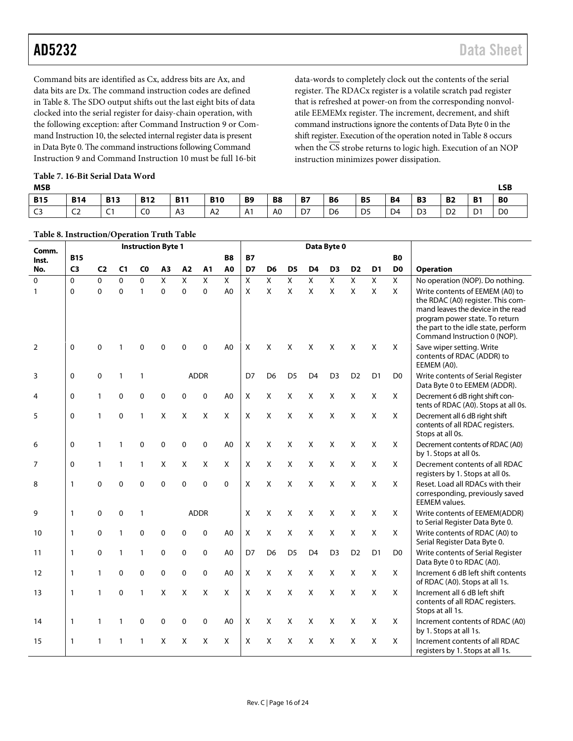Command bits are identified as Cx, address bits are Ax, and data bits are Dx. The command instruction codes are defined in Table 8. The SDO output shifts out the last eight bits of data clocked into the serial register for daisy-chain operation, with the following exception: after Command Instruction 9 or Command Instruction 10, the selected internal register data is present in Data Byte 0. The command instructions following Command Instruction 9 and Command Instruction 10 must be full 16-bit data-words to completely clock out the contents of the serial register. The RDACx register is a volatile scratch pad register that is refreshed at power-on from the corresponding nonvolatile EEMEMx register. The increment, decrement, and shift command instructions ignore the contents of Data Byte 0 in the shift register. Execution of the operation noted in Table 8 occurs when the $\overline{CS}$ strobe returns to logic high. Execution of an NOP instruction minimizes power dissipation.

**Table 7. 16-Bit Serial Data Word**

| MSB | | | | | | | | | | | | | | | LSB |
|---|---|---|---|---|---|---|---|---|---|---|---|---|---|---|---|
| **B15** | **B14** | **B13** | **B12** | **B11** | **B10** | **B9** | **B8** | **B7** | **B6** | **B5** | **B4** | **B3** | **B2** | **B1** | **B0** |
| C3 | C2 | C1 | C0 | A3 | A2 | A1 | A0 | D7 | D6 | D5 | D4 | D3 | D2 | D1 | D0 |

**Table 8. Instruction/Operation Truth Table**

| Comm. Inst. No. | Instruction Byte 1 B15 C3 | C2 | C1 | C0 | A3 | A2 | A1 | B8 A0 | Data Byte 0 B7 D7 | D6 | D5 | D4 | D3 | D2 | D1 | B0 D0 | Operation |
|---|---|---|---|---|---|---|---|---|---|---|---|---|---|---|---|---|---|
| 0 | 0 | 0 | 0 | 0 | X | X | X | X | X | X | X | X | X | X | X | X | No operation (NOP). Do nothing. |
| 1 | 0 | 0 | 0 | 1 | 0 | 0 | 0 | A0 | X | X | X | X | X | X | X | X | Write contents of EEMEM (A0) to the RDAC (A0) register. This command leaves the device in the read program power state. To return the part to the idle state, perform Command Instruction 0 (NOP). |
| 2 | 0 | 0 | 1 | 0 | 0 | 0 | 0 | A0 | X | X | X | X | X | X | X | X | Save wiper setting. Write contents of RDAC (ADDR) to EEMEM (A0). |
| 3 | 0 | 0 | 1 | 1 | ADDR | | | | D7 | D6 | D5 | D4 | D3 | D2 | D1 | D0 | Write contents of Serial Register Data Byte 0 to EEMEM (ADDR). |
| 4 | 0 | 1 | 0 | 0 | 0 | 0 | 0 | A0 | X | X | X | X | X | X | X | X | Decrement 6 dB right shift contents of RDAC (A0). Stops at all 0s. |
| 5 | 0 | 1 | 0 | 1 | X | X | X | X | X | X | X | X | X | X | X | X | Decrement all 6 dB right shift contents of all RDAC registers. Stops at all 0s. |
| 6 | 0 | 1 | 1 | 0 | 0 | 0 | 0 | A0 | X | X | X | X | X | X | X | X | Decrement contents of RDAC (A0) by 1. Stops at all 0s. |
| 7 | 0 | 1 | 1 | 1 | X | X | X | X | X | X | X | X | X | X | X | X | Decrement contents of all RDAC registers by 1. Stops at all 0s. |
| 8 | 1 | 0 | 0 | 0 | 0 | 0 | 0 | 0 | X | X | X | X | X | X | X | X | Reset. Load all RDACs with their corresponding, previously saved EEMEM values. |
| 9 | 1 | 0 | 0 | 1 | ADDR | | | | X | X | X | X | X | X | X | X | Write contents of EEMEM(ADDR) to Serial Register Data Byte 0. |
| 10 | 1 | 0 | 1 | 0 | 0 | 0 | 0 | A0 | X | X | X | X | X | X | X | X | Write contents of RDAC (A0) to Serial Register Data Byte 0. |
| 11 | 1 | 0 | 1 | 1 | 0 | 0 | 0 | A0 | D7 | D6 | D5 | D4 | D3 | D2 | D1 | D0 | Write contents of Serial Register Data Byte 0 to RDAC (A0). |
| 12 | 1 | 1 | 0 | 0 | 0 | 0 | 0 | A0 | X | X | X | X | X | X | X | X | Increment 6 dB left shift contents of RDAC (A0). Stops at all 1s. |
| 13 | 1 | 1 | 0 | 1 | X | X | X | X | X | X | X | X | X | X | X | X | Increment all 6 dB left shift contents of all RDAC registers. Stops at all 1s. |
| 14 | 1 | 1 | 1 | 0 | 0 | 0 | 0 | A0 | X | X | X | X | X | X | X | X | Increment contents of RDAC (A0) by 1. Stops at all 1s. |
| 15 | 1 | 1 | 1 | 1 | X | X | X | X | X | X | X | X | X | X | X | X | Increment contents of all RDAC registers by 1. Stops at all 1s. |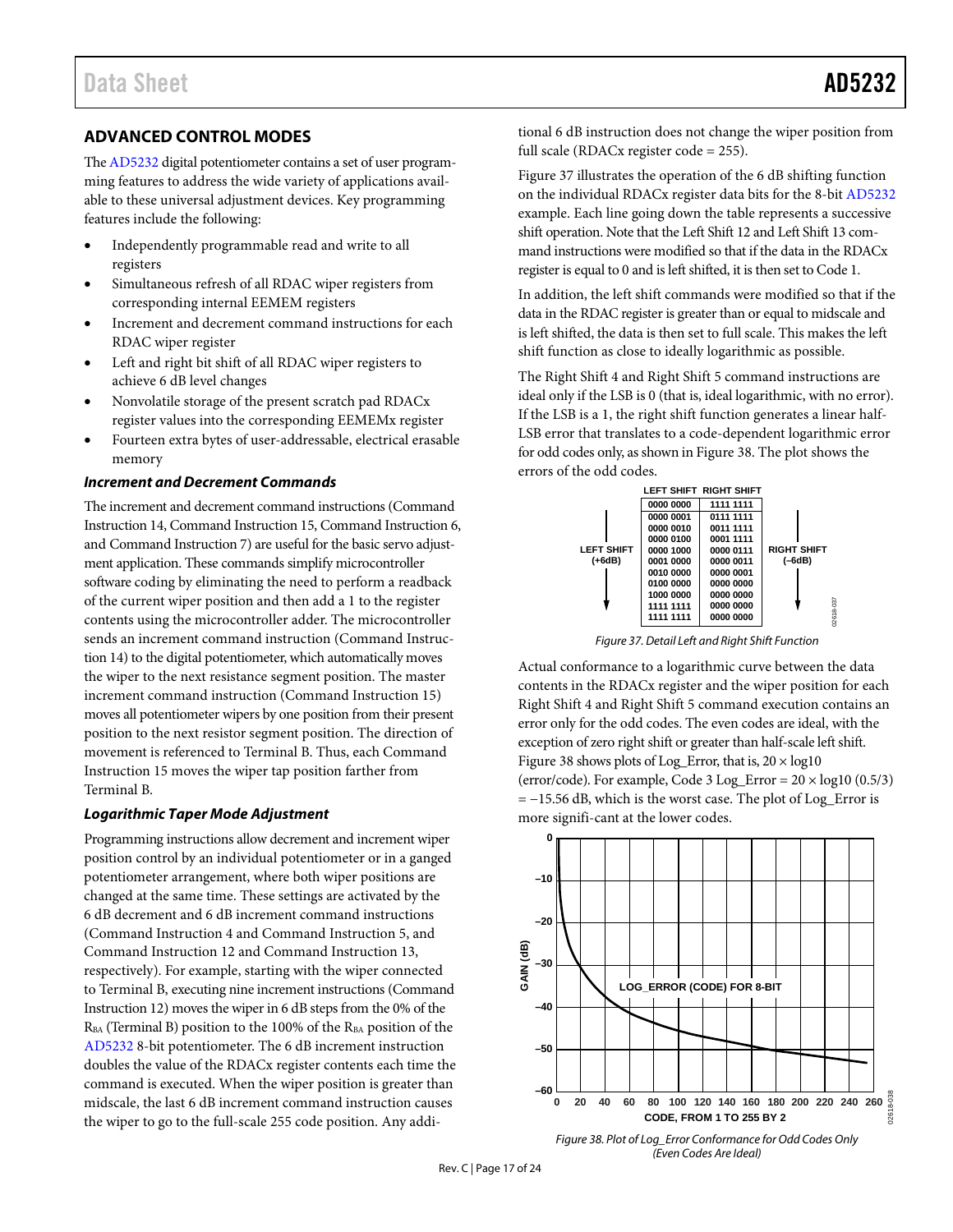## ADVANCED CONTROL MODES

The AD5232 digital potentiometer contains a set of user programming features to address the wide variety of applications available to these universal adjustment devices. Key programming features include the following:

- Independently programmable read and write to all registers
- Simultaneous refresh of all RDAC wiper registers from corresponding internal EEMEM registers
- Increment and decrement command instructions for each RDAC wiper register
- Left and right bit shift of all RDAC wiper registers to achieve 6 dB level changes
- Nonvolatile storage of the present scratch pad RDACx register values into the corresponding EEMEMx register
- Fourteen extra bytes of user-addressable, electrical erasable memory

### *Increment and Decrement Commands*

The increment and decrement command instructions (Command Instruction 14, Command Instruction 15, Command Instruction 6, and Command Instruction 7) are useful for the basic servo adjustment application. These commands simplify microcontroller software coding by eliminating the need to perform a readback of the current wiper position and then add a 1 to the register contents using the microcontroller adder. The microcontroller sends an increment command instruction (Command Instruction 14) to the digital potentiometer, which automatically moves the wiper to the next resistance segment position. The master increment command instruction (Command Instruction 15) moves all potentiometer wipers by one position from their present position to the next resistor segment position. The direction of movement is referenced to Terminal B. Thus, each Command Instruction 15 moves the wiper tap position farther from Terminal B.

### *Logarithmic Taper Mode Adjustment*

Programming instructions allow decrement and increment wiper position control by an individual potentiometer or in a ganged potentiometer arrangement, where both wiper positions are changed at the same time. These settings are activated by the 6 dB decrement and 6 dB increment command instructions (Command Instruction 4 and Command Instruction 5, and Command Instruction 12 and Command Instruction 13, respectively). For example, starting with the wiper connected to Terminal B, executing nine increment instructions (Command Instruction 12) moves the wiper in 6 dB steps from the 0% of the $R_{BA}$ (Terminal B) position to the 100% of the $R_{BA}$ position of the AD5232 8-bit potentiometer. The 6 dB increment instruction doubles the value of the RDACx register contents each time the command is executed. When the wiper position is greater than midscale, the last 6 dB increment command instruction causes the wiper to go to the full-scale 255 code position. Any additional 6 dB instruction does not change the wiper position from full scale (RDACx register code = 255).

Figure 37 illustrates the operation of the 6 dB shifting function on the individual RDACx register data bits for the 8-bit AD5232 example. Each line going down the table represents a successive shift operation. Note that the Left Shift 12 and Left Shift 13 command instructions were modified so that if the data in the RDACx register is equal to 0 and is left shifted, it is then set to Code 1.

In addition, the left shift commands were modified so that if the data in the RDAC register is greater than or equal to midscale and is left shifted, the data is then set to full scale. This makes the left shift function as close to ideally logarithmic as possible.

The Right Shift 4 and Right Shift 5 command instructions are ideal only if the LSB is 0 (that is, ideal logarithmic, with no error). If the LSB is a 1, the right shift function generates a linear half-LSB error that translates to a code-dependent logarithmic error for odd codes only, as shown in Figure 38. The plot shows the errors of the odd codes.

| LEFT SHIFT (+6dB) ↓ | RIGHT SHIFT (–6dB) ↓ |
|---|---|
| 0000 0000 | 1111 1111 |
| 0000 0001 | 0111 1111 |
| 0000 0010 | 0011 1111 |
| 0000 0100 | 0001 1111 |
| 0000 1000 | 0000 1111 |
| 0001 0000 | 0000 0111 |
| 0010 0000 | 0000 0011 |
| 0100 0000 | 0000 0001 |
| 1000 0000 | 0000 0000 |
| 1111 1111 | 0000 0000 |
| 1111 1111 | 0000 0000 |

*Figure 37. Detail Left and Right Shift Function*

Actual conformance to a logarithmic curve between the data contents in the RDACx register and the wiper position for each Right Shift 4 and Right Shift 5 command execution contains an error only for the odd codes. The even codes are ideal, with the exception of zero right shift or greater than half-scale left shift. Figure 38 shows plots of Log_Error, that is, $20 \times \log10$ (error/code). For example, Code 3 Log_Error = $20 \times \log10\ (0.5/3) = -15.56$ dB, which is the worst case. The plot of Log_Error is more signifi-cant at the lower codes.

*Figure 38. Plot of Log_Error Conformance for Odd Codes Only (Even Codes Are Ideal)*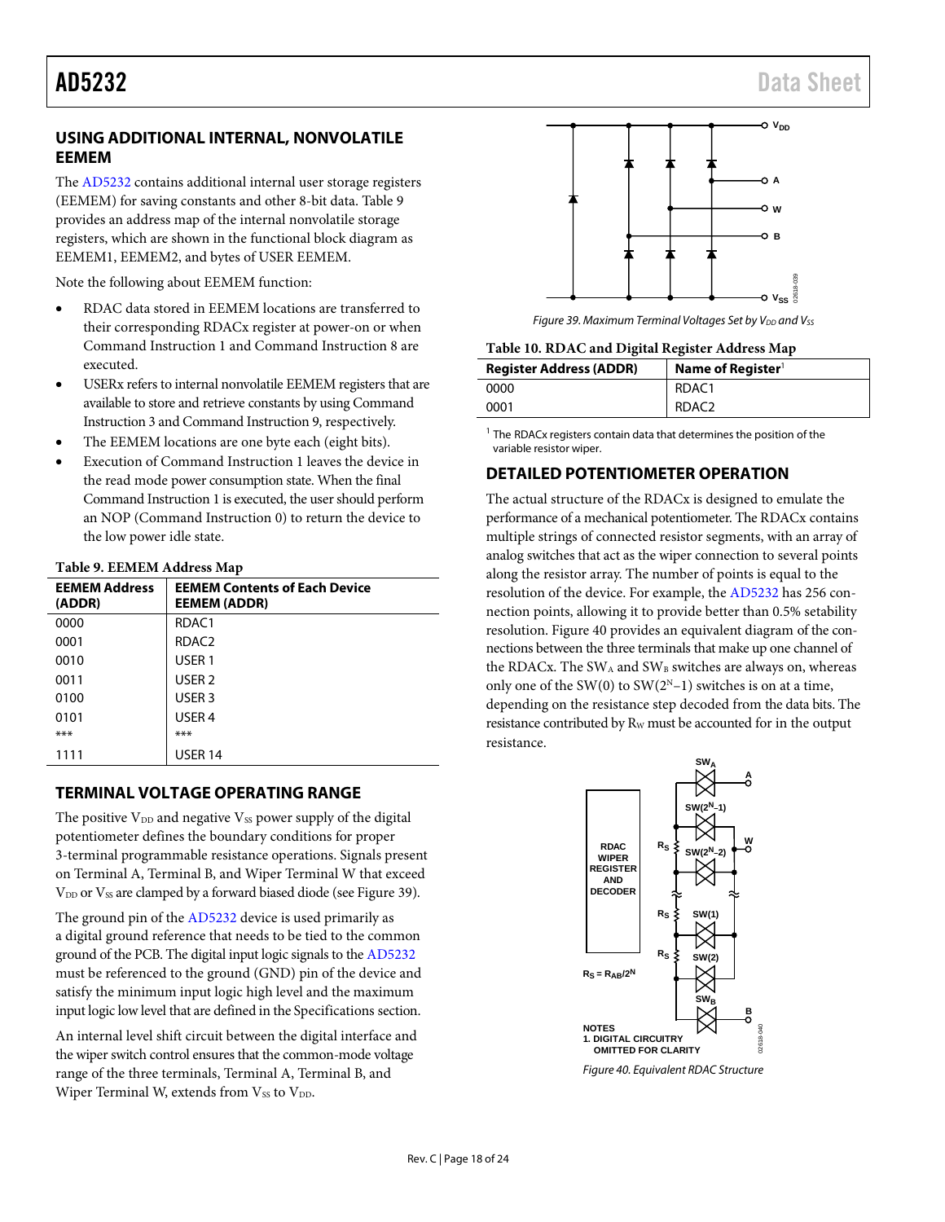## USING ADDITIONAL INTERNAL, NONVOLATILE EEMEM

The AD5232 contains additional internal user storage registers (EEMEM) for saving constants and other 8-bit data. Table 9 provides an address map of the internal nonvolatile storage registers, which are shown in the functional block diagram as EEMEM1, EEMEM2, and bytes of USER EEMEM.

Note the following about EEMEM function:

- RDAC data stored in EEMEM locations are transferred to their corresponding RDACx register at power-on or when Command Instruction 1 and Command Instruction 8 are executed.
- USERx refers to internal nonvolatile EEMEM registers that are available to store and retrieve constants by using Command Instruction 3 and Command Instruction 9, respectively.
- The EEMEM locations are one byte each (eight bits).
- Execution of Command Instruction 1 leaves the device in the read mode power consumption state. When the final Command Instruction 1 is executed, the user should perform an NOP (Command Instruction 0) to return the device to the low power idle state.

**Table 9. EEMEM Address Map**

| EEMEM Address (ADDR) | EEMEM Contents of Each Device EEMEM (ADDR) |
|---|---|
| 0000 | RDAC1 |
| 0001 | RDAC2 |
| 0010 | USER 1 |
| 0011 | USER 2 |
| 0100 | USER 3 |
| 0101 | USER 4 |
| *** | *** |
| 1111 | USER 14 |

## TERMINAL VOLTAGE OPERATING RANGE

The positive $V_{DD}$ and negative $V_{SS}$ power supply of the digital potentiometer defines the boundary conditions for proper 3-terminal programmable resistance operations. Signals present on Terminal A, Terminal B, and Wiper Terminal W that exceed $V_{DD}$ or $V_{SS}$ are clamped by a forward biased diode (see Figure 39).

The ground pin of the AD5232 device is used primarily as a digital ground reference that needs to be tied to the common ground of the PCB. The digital input logic signals to the AD5232 must be referenced to the ground (GND) pin of the device and satisfy the minimum input logic high level and the maximum input logic low level that are defined in the Specifications section.

An internal level shift circuit between the digital interface and the wiper switch control ensures that the common-mode voltage range of the three terminals, Terminal A, Terminal B, and Wiper Terminal W, extends from $V_{SS}$ to $V_{DD}$.

*Figure 39. Maximum Terminal Voltages Set by $V_{DD}$ and $V_{SS}$*

**Table 10. RDAC and Digital Register Address Map**

| Register Address (ADDR) | Name of Register[1] |
|---|---|
| 0000 | RDAC1 |
| 0001 | RDAC2 |

[1] The RDACx registers contain data that determines the position of the variable resistor wiper.

## DETAILED POTENTIOMETER OPERATION

The actual structure of the RDACx is designed to emulate the performance of a mechanical potentiometer. The RDACx contains multiple strings of connected resistor segments, with an array of analog switches that act as the wiper connection to several points along the resistor array. The number of points is equal to the resolution of the device. For example, the AD5232 has 256 connection points, allowing it to provide better than 0.5% setability resolution. Figure 40 provides an equivalent diagram of the connections between the three terminals that make up one channel of the RDACx. The $SW_A$ and $SW_B$ switches are always on, whereas only one of the SW(0) to SW($2^N$−1) switches is on at a time, depending on the resistance step decoded from the data bits. The resistance contributed by $R_W$ must be accounted for in the output resistance.

*Figure 40. Equivalent RDAC Structure*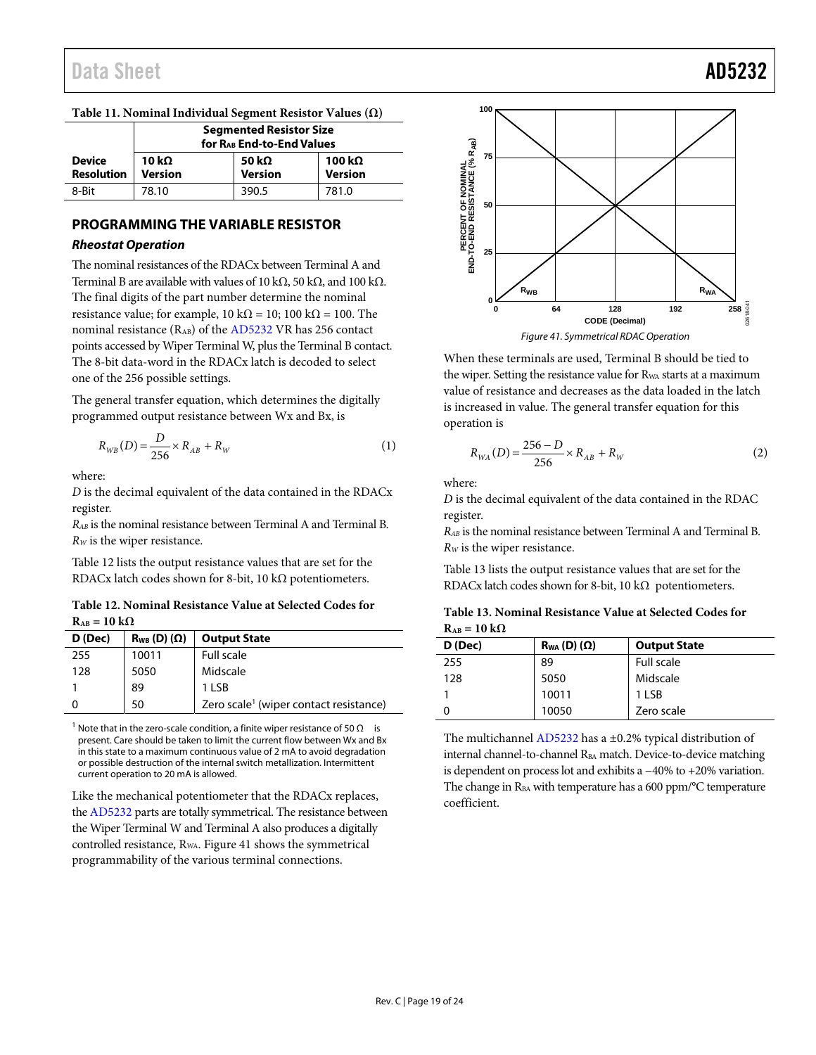**Table 11. Nominal Individual Segment Resistor Values (Ω)**

| Device Resolution | Segmented Resistor Size for $R_{AB}$ End-to-End Values | | |
|---|---|---|---|
| | 10 kΩ Version | 50 kΩ Version | 100 kΩ Version |
| 8-Bit | 78.10 | 390.5 | 781.0 |

## PROGRAMMING THE VARIABLE RESISTOR

### Rheostat Operation

The nominal resistances of the RDACx between Terminal A and Terminal B are available with values of 10 kΩ, 50 kΩ, and 100 kΩ. The final digits of the part number determine the nominal resistance value; for example, 10 kΩ = 10; 100 kΩ = 100. The nominal resistance ($R_{AB}$) of the AD5232 VR has 256 contact points accessed by Wiper Terminal W, plus the Terminal B contact. The 8-bit data-word in the RDACx latch is decoded to select one of the 256 possible settings.

The general transfer equation, which determines the digitally programmed output resistance between Wx and Bx, is

$$R_{WB}(D) = \frac{D}{256} \times R_{AB} + R_W \quad (1)$$

where:
*D* is the decimal equivalent of the data contained in the RDACx register.
$R_{AB}$ is the nominal resistance between Terminal A and Terminal B.
$R_W$ is the wiper resistance.

Table 12 lists the output resistance values that are set for the RDACx latch codes shown for 8-bit, 10 kΩ potentiometers.

**Table 12. Nominal Resistance Value at Selected Codes for $R_{AB}$ = 10 kΩ**

| D (Dec) | $R_{WB}$ (D) (Ω) | Output State |
|---|---|---|
| 255 | 10011 | Full scale |
| 128 | 5050 | Midscale |
| 1 | 89 | 1 LSB |
| 0 | 50 | Zero scale[1] (wiper contact resistance) |

[1] Note that in the zero-scale condition, a finite wiper resistance of 50 Ω is present. Care should be taken to limit the current flow between Wx and Bx in this state to a maximum continuous value of 2 mA to avoid degradation or possible destruction of the internal switch metallization. Intermittent current operation to 20 mA is allowed.

Like the mechanical potentiometer that the RDACx replaces, the AD5232 parts are totally symmetrical. The resistance between the Wiper Terminal W and Terminal A also produces a digitally controlled resistance, $R_{WA}$. Figure 41 shows the symmetrical programmability of the various terminal connections.

*Figure 41. Symmetrical RDAC Operation*

When these terminals are used, Terminal B should be tied to the wiper. Setting the resistance value for $R_{WA}$ starts at a maximum value of resistance and decreases as the data loaded in the latch is increased in value. The general transfer equation for this operation is

$$R_{WA}(D) = \frac{256 - D}{256} \times R_{AB} + R_W \quad (2)$$

where:
*D* is the decimal equivalent of the data contained in the RDAC register.
$R_{AB}$ is the nominal resistance between Terminal A and Terminal B.
$R_W$ is the wiper resistance.

Table 13 lists the output resistance values that are set for the RDACx latch codes shown for 8-bit, 10 kΩ potentiometers.

**Table 13. Nominal Resistance Value at Selected Codes for $R_{AB}$ = 10 kΩ**

| D (Dec) | $R_{WA}$ (D) (Ω) | Output State |
|---|---|---|
| 255 | 89 | Full scale |
| 128 | 5050 | Midscale |
| 1 | 10011 | 1 LSB |
| 0 | 10050 | Zero scale |

The multichannel AD5232 has a ±0.2% typical distribution of internal channel-to-channel $R_{BA}$ match. Device-to-device matching is dependent on process lot and exhibits a −40% to +20% variation. The change in $R_{BA}$ with temperature has a 600 ppm/°C temperature coefficient.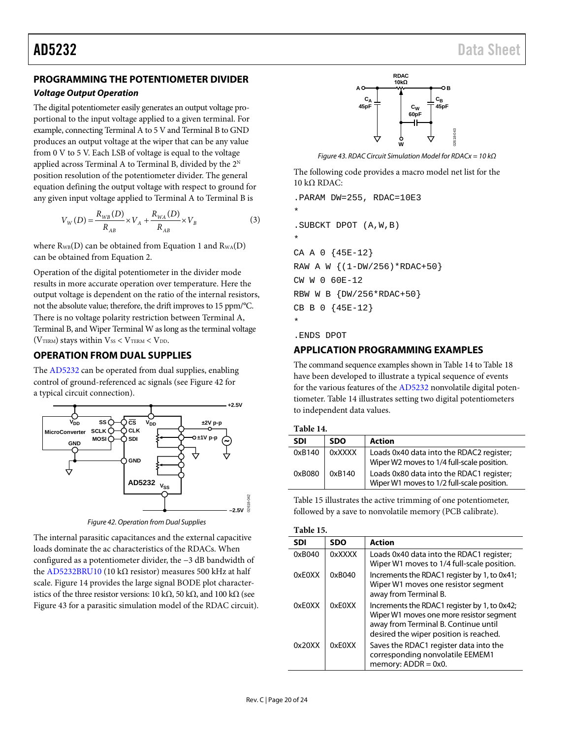## PROGRAMMING THE POTENTIOMETER DIVIDER

### *Voltage Output Operation*

The digital potentiometer easily generates an output voltage proportional to the input voltage applied to a given terminal. For example, connecting Terminal A to 5 V and Terminal B to GND produces an output voltage at the wiper that can be any value from 0 V to 5 V. Each LSB of voltage is equal to the voltage applied across Terminal A to Terminal B, divided by the $2^N$ position resolution of the potentiometer divider. The general equation defining the output voltage with respect to ground for any given input voltage applied to Terminal A to Terminal B is

$$V_W(D) = \frac{R_{WB}(D)}{R_{AB}} \times V_A + \frac{R_{WA}(D)}{R_{AB}} \times V_B \tag{3}$$

where $R_{WB}(D)$ can be obtained from Equation 1 and $R_{WA}(D)$ can be obtained from Equation 2.

Operation of the digital potentiometer in the divider mode results in more accurate operation over temperature. Here the output voltage is dependent on the ratio of the internal resistors, not the absolute value; therefore, the drift improves to 15 ppm/°C. There is no voltage polarity restriction between Terminal A, Terminal B, and Wiper Terminal W as long as the terminal voltage ($V_{TERM}$) stays within $V_{SS} < V_{TERM} < V_{DD}$.

## OPERATION FROM DUAL SUPPLIES

The AD5232 can be operated from dual supplies, enabling control of ground-referenced ac signals (see Figure 42 for a typical circuit connection).

*Figure 42. Operation from Dual Supplies*

The internal parasitic capacitances and the external capacitive loads dominate the ac characteristics of the RDACs. When configured as a potentiometer divider, the −3 dB bandwidth of the AD5232BRU10 (10 kΩ resistor) measures 500 kHz at half scale. Figure 14 provides the large signal BODE plot characteristics of the three resistor versions: 10 kΩ, 50 kΩ, and 100 kΩ (see Figure 43 for a parasitic simulation model of the RDAC circuit).

*Figure 43. RDAC Circuit Simulation Model for RDACx = 10 kΩ*

The following code provides a macro model net list for the 10 kΩ RDAC:

```
.PARAM DW=255, RDAC=10E3
*
.SUBCKT DPOT (A,W,B)
*
CA A 0 {45E-12}
RAW A W {(1-DW/256)*RDAC+50}
CW W 0 60E-12
RBW W B {DW/256*RDAC+50}
CB B 0 {45E-12}
*
.ENDS DPOT
```

## APPLICATION PROGRAMMING EXAMPLES

The command sequence examples shown in Table 14 to Table 18 have been developed to illustrate a typical sequence of events for the various features of the AD5232 nonvolatile digital potentiometer. Table 14 illustrates setting two digital potentiometers to independent data values.

**Table 14.**

| SDI | SDO | Action |
|---|---|---|
| 0xB140 | 0xXXXX | Loads 0x40 data into the RDAC2 register; Wiper W2 moves to 1/4 full-scale position. |
| 0xB080 | 0xB140 | Loads 0x80 data into the RDAC1 register; Wiper W1 moves to 1/2 full-scale position. |

Table 15 illustrates the active trimming of one potentiometer, followed by a save to nonvolatile memory (PCB calibrate).

**Table 15.**

| SDI | SDO | Action |
|---|---|---|
| 0xB040 | 0xXXXX | Loads 0x40 data into the RDAC1 register; Wiper W1 moves to 1/4 full-scale position. |
| 0xE0XX | 0xB040 | Increments the RDAC1 register by 1, to 0x41; Wiper W1 moves one resistor segment away from Terminal B. |
| 0xE0XX | 0xE0XX | Increments the RDAC1 register by 1, to 0x42; Wiper W1 moves one more resistor segment away from Terminal B. Continue until desired the wiper position is reached. |
| 0x20XX | 0xE0XX | Saves the RDAC1 register data into the corresponding nonvolatile EEMEM1 memory: ADDR = 0x0. |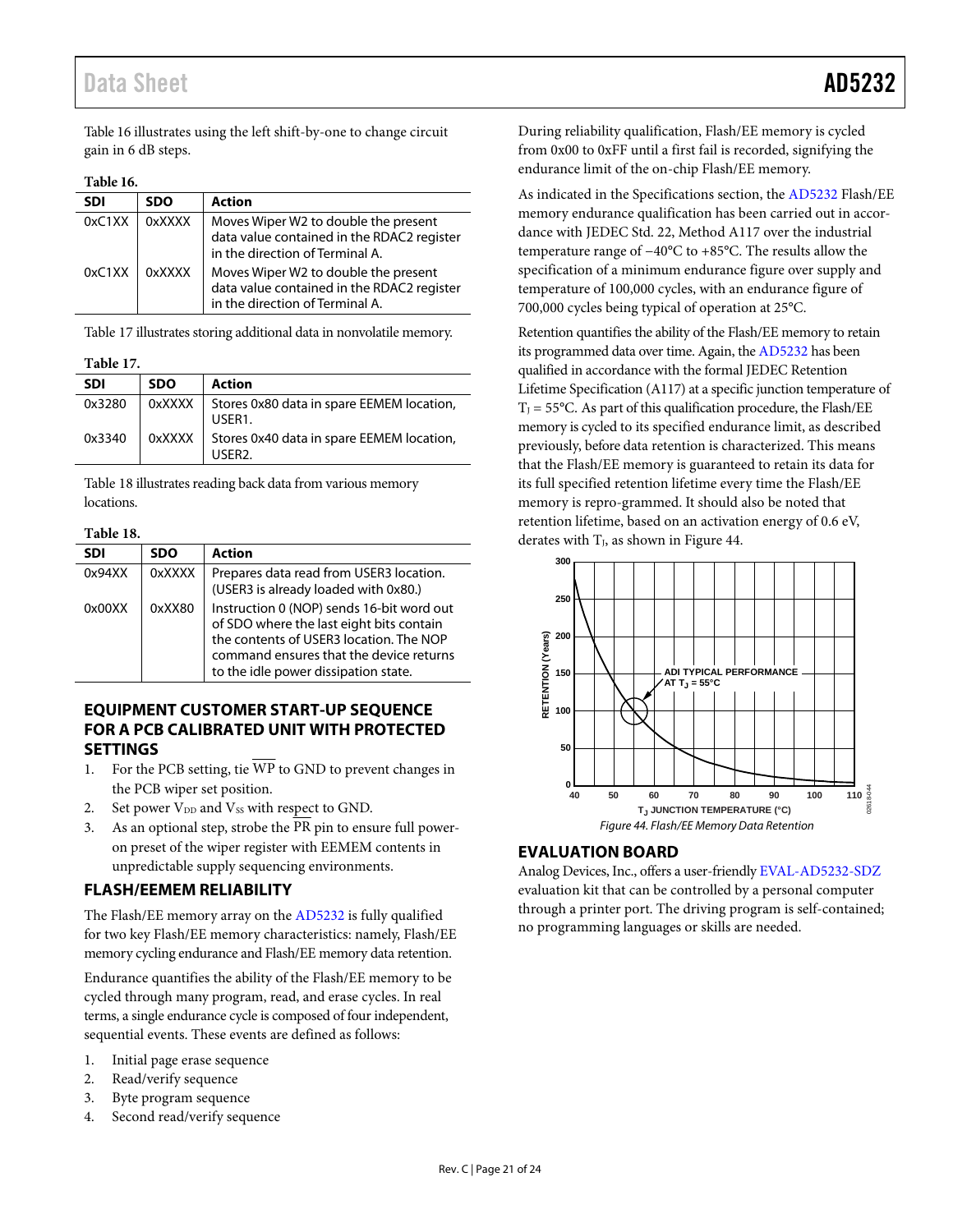Table 16 illustrates using the left shift-by-one to change circuit gain in 6 dB steps.

**Table 16.**

| SDI | SDO | Action |
|---|---|---|
| 0xC1XX | 0xXXXX | Moves Wiper W2 to double the present data value contained in the RDAC2 register in the direction of Terminal A. |
| 0xC1XX | 0xXXXX | Moves Wiper W2 to double the present data value contained in the RDAC2 register in the direction of Terminal A. |

Table 17 illustrates storing additional data in nonvolatile memory.

**Table 17.**

| SDI | SDO | Action |
|---|---|---|
| 0x3280 | 0xXXXX | Stores 0x80 data in spare EEMEM location, USER1. |
| 0x3340 | 0xXXXX | Stores 0x40 data in spare EEMEM location, USER2. |

Table 18 illustrates reading back data from various memory locations.

**Table 18.**

| SDI | SDO | Action |
|---|---|---|
| 0x94XX | 0xXXXX | Prepares data read from USER3 location. (USER3 is already loaded with 0x80.) |
| 0x00XX | 0xXX80 | Instruction 0 (NOP) sends 16-bit word out of SDO where the last eight bits contain the contents of USER3 location. The NOP command ensures that the device returns to the idle power dissipation state. |

## EQUIPMENT CUSTOMER START-UP SEQUENCE FOR A PCB CALIBRATED UNIT WITH PROTECTED SETTINGS

1. For the PCB setting, tie $\overline{WP}$ to GND to prevent changes in the PCB wiper set position.
2. Set power $V_{DD}$ and $V_{SS}$ with respect to GND.
3. As an optional step, strobe the $\overline{PR}$ pin to ensure full power-on preset of the wiper register with EEMEM contents in unpredictable supply sequencing environments.

## FLASH/EEMEM RELIABILITY

The Flash/EE memory array on the AD5232 is fully qualified for two key Flash/EE memory characteristics: namely, Flash/EE memory cycling endurance and Flash/EE memory data retention.

Endurance quantifies the ability of the Flash/EE memory to be cycled through many program, read, and erase cycles. In real terms, a single endurance cycle is composed of four independent, sequential events. These events are defined as follows:

1. Initial page erase sequence
2. Read/verify sequence
3. Byte program sequence
4. Second read/verify sequence

During reliability qualification, Flash/EE memory is cycled from 0x00 to 0xFF until a first fail is recorded, signifying the endurance limit of the on-chip Flash/EE memory.

As indicated in the Specifications section, the AD5232 Flash/EE memory endurance qualification has been carried out in accordance with JEDEC Std. 22, Method A117 over the industrial temperature range of −40°C to +85°C. The results allow the specification of a minimum endurance figure over supply and temperature of 100,000 cycles, with an endurance figure of 700,000 cycles being typical of operation at 25°C.

Retention quantifies the ability of the Flash/EE memory to retain its programmed data over time. Again, the AD5232 has been qualified in accordance with the formal JEDEC Retention Lifetime Specification (A117) at a specific junction temperature of $T_J$ = 55°C. As part of this qualification procedure, the Flash/EE memory is cycled to its specified endurance limit, as described previously, before data retention is characterized. This means that the Flash/EE memory is guaranteed to retain its data for its full specified retention lifetime every time the Flash/EE memory is repro-grammed. It should also be noted that retention lifetime, based on an activation energy of 0.6 eV, derates with $T_J$, as shown in Figure 44.

*Figure 44. Flash/EE Memory Data Retention*

## EVALUATION BOARD

Analog Devices, Inc., offers a user-friendly EVAL-AD5232-SDZ evaluation kit that can be controlled by a personal computer through a printer port. The driving program is self-contained; no programming languages or skills are needed.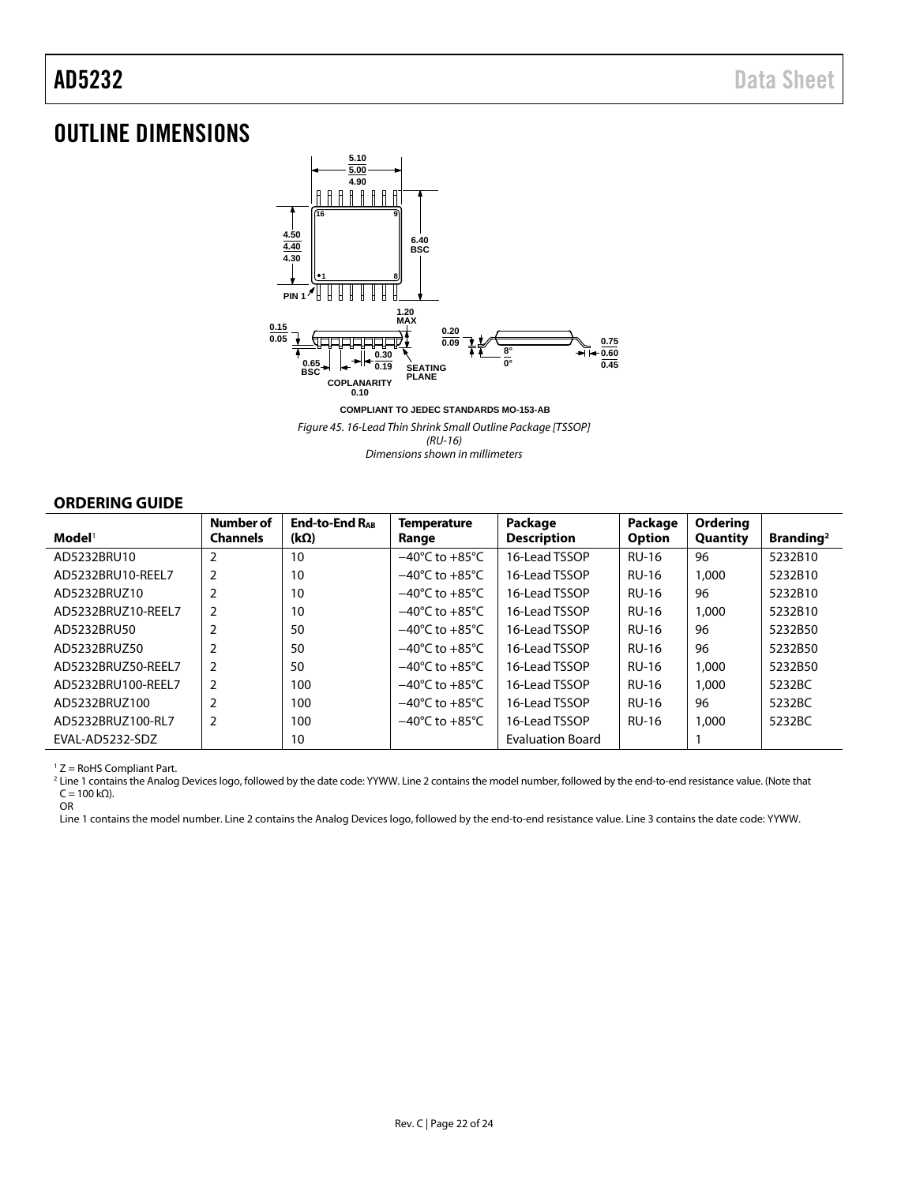## OUTLINE DIMENSIONS

COMPLIANT TO JEDEC STANDARDS MO-153-AB

*Figure 45. 16-Lead Thin Shrink Small Outline Package [TSSOP] (RU-16) Dimensions shown in millimeters*

### ORDERING GUIDE

| Model[1] | Number of Channels | End-to-End $R_{AB}$ (kΩ) | Temperature Range | Package Description | Package Option | Ordering Quantity | Branding[2] |
|---|---|---|---|---|---|---|---|
| AD5232BRU10 | 2 | 10 | −40°C to +85°C | 16-Lead TSSOP | RU-16 | 96 | 5232B10 |
| AD5232BRU10-REEL7 | 2 | 10 | −40°C to +85°C | 16-Lead TSSOP | RU-16 | 1,000 | 5232B10 |
| AD5232BRUZ10 | 2 | 10 | −40°C to +85°C | 16-Lead TSSOP | RU-16 | 96 | 5232B10 |
| AD5232BRUZ10-REEL7 | 2 | 10 | −40°C to +85°C | 16-Lead TSSOP | RU-16 | 1,000 | 5232B10 |
| AD5232BRU50 | 2 | 50 | −40°C to +85°C | 16-Lead TSSOP | RU-16 | 96 | 5232B50 |
| AD5232BRUZ50 | 2 | 50 | −40°C to +85°C | 16-Lead TSSOP | RU-16 | 96 | 5232B50 |
| AD5232BRUZ50-REEL7 | 2 | 50 | −40°C to +85°C | 16-Lead TSSOP | RU-16 | 1,000 | 5232B50 |
| AD5232BRU100-REEL7 | 2 | 100 | −40°C to +85°C | 16-Lead TSSOP | RU-16 | 1,000 | 5232BC |
| AD5232BRUZ100 | 2 | 100 | −40°C to +85°C | 16-Lead TSSOP | RU-16 | 96 | 5232BC |
| AD5232BRUZ100-RL7 | 2 | 100 | −40°C to +85°C | 16-Lead TSSOP | RU-16 | 1,000 | 5232BC |
| EVAL-AD5232-SDZ | | 10 | | Evaluation Board | | 1 | |

[1] Z = RoHS Compliant Part.

[2] Line 1 contains the Analog Devices logo, followed by the date code: YYWW. Line 2 contains the model number, followed by the end-to-end resistance value. (Note that C = 100 kΩ).
OR
Line 1 contains the model number. Line 2 contains the Analog Devices logo, followed by the end-to-end resistance value. Line 3 contains the date code: YYWW.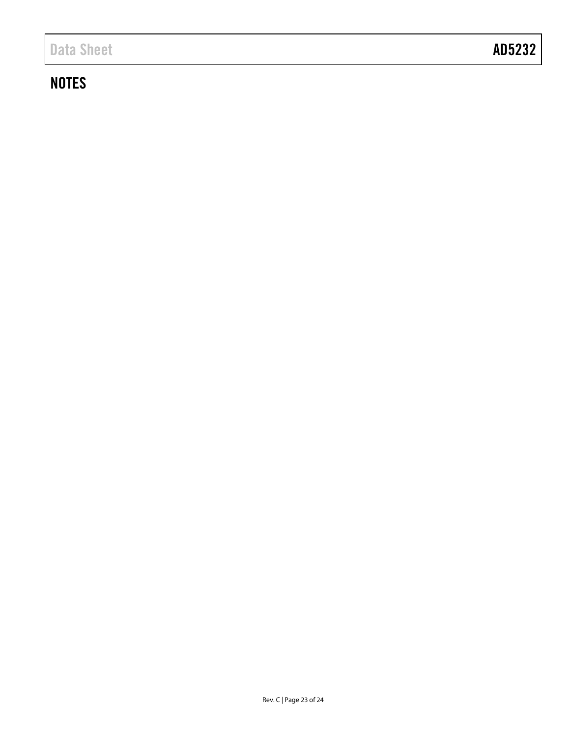## NOTES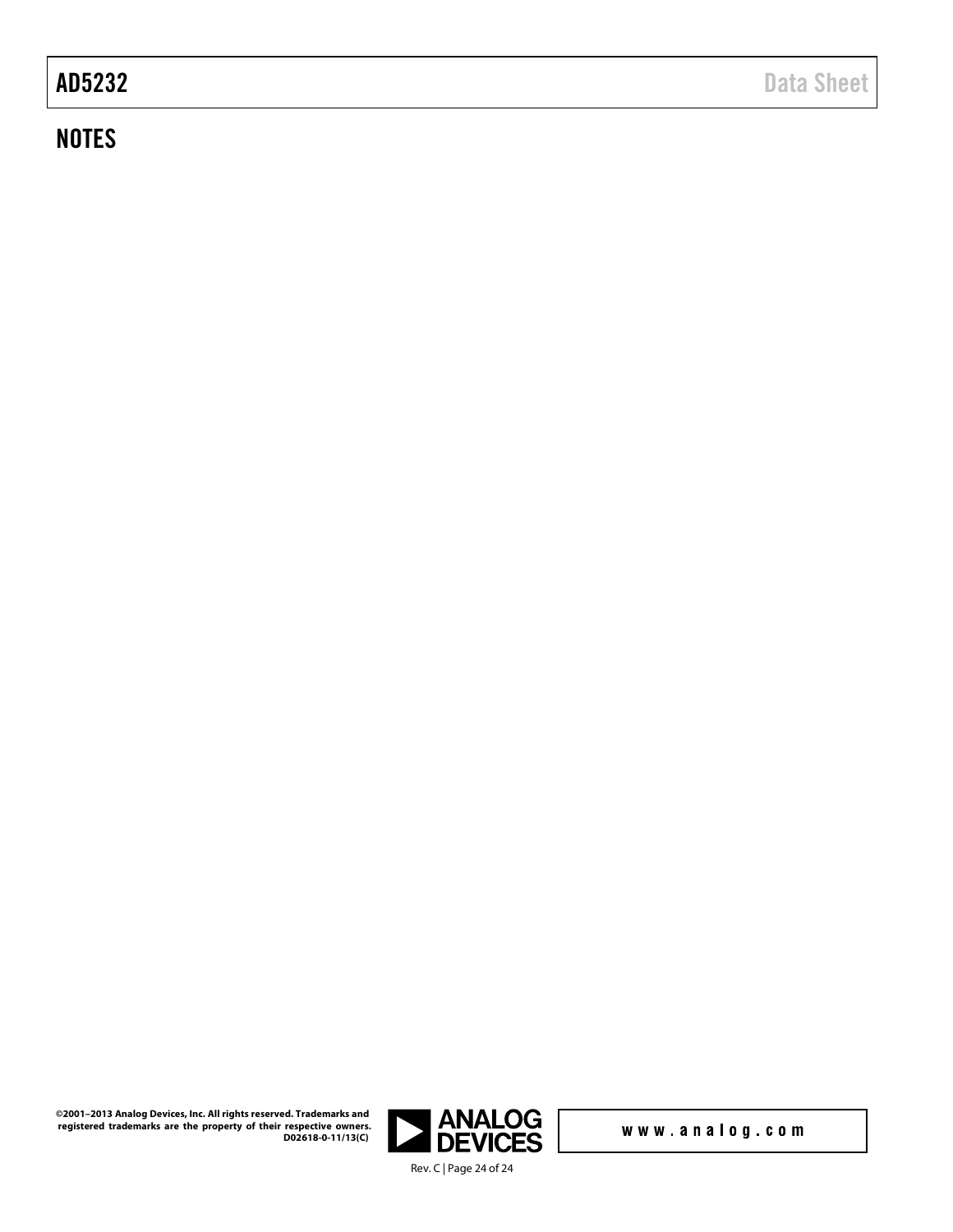# NOTES

©2001–2013 Analog Devices, Inc. All rights reserved. Trademarks and registered trademarks are the property of their respective owners.
D02618-0-11/13(C)

www.analog.com